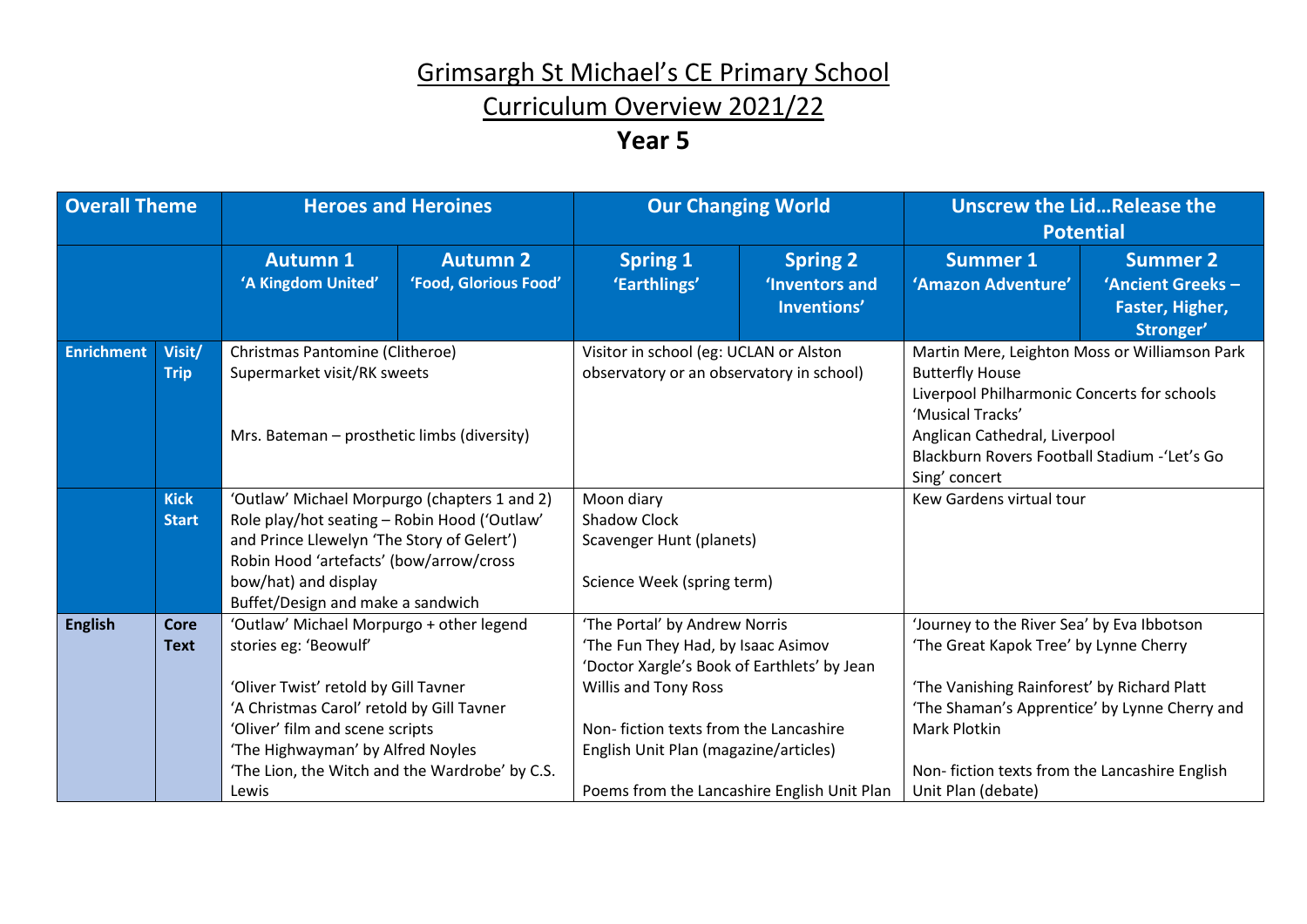# Grimsargh St Michael's CE Primary School

# Curriculum Overview 2021/22

## Year 5

| Overall Theme | | Heroes and Heroines | | Our Changing World | | Unscrew the Lid…Release the Potential | |
|---|---|---|---|---|---|---|---|
| | | **Autumn 1** 'A Kingdom United' | **Autumn 2** 'Food, Glorious Food' | **Spring 1** 'Earthlings' | **Spring 2** 'Inventors and Inventions' | **Summer 1** 'Amazon Adventure' | **Summer 2** 'Ancient Greeks – Faster, Higher, Stronger' |
| **Enrichment** | **Visit/ Trip** | Christmas Pantomine (Clitheroe)<br>Supermarket visit/RK sweets<br><br>Mrs. Bateman – prosthetic limbs (diversity) | | Visitor in school (eg: UCLAN or Alston observatory or an observatory in school) | | Martin Mere, Leighton Moss or Williamson Park Butterfly House<br>Liverpool Philharmonic Concerts for schools 'Musical Tracks'<br>Anglican Cathedral, Liverpool<br>Blackburn Rovers Football Stadium -'Let's Go Sing' concert | |
| | **Kick Start** | 'Outlaw' Michael Morpurgo (chapters 1 and 2)<br>Role play/hot seating – Robin Hood ('Outlaw' and Prince Llewelyn 'The Story of Gelert')<br>Robin Hood 'artefacts' (bow/arrow/cross bow/hat) and display<br>Buffet/Design and make a sandwich | | Moon diary<br>Shadow Clock<br>Scavenger Hunt (planets)<br><br>Science Week (spring term) | | Kew Gardens virtual tour | |
| **English** | **Core Text** | 'Outlaw' Michael Morpurgo + other legend stories eg: 'Beowulf'<br><br>'Oliver Twist' retold by Gill Tavner<br>'A Christmas Carol' retold by Gill Tavner<br>'Oliver' film and scene scripts<br>'The Highwayman' by Alfred Noyles<br>'The Lion, the Witch and the Wardrobe' by C.S. Lewis | | 'The Portal' by Andrew Norris<br>'The Fun They Had, by Isaac Asimov<br>'Doctor Xargle's Book of Earthlets' by Jean Willis and Tony Ross<br><br>Non- fiction texts from the Lancashire English Unit Plan (magazine/articles)<br><br>Poems from the Lancashire English Unit Plan | | 'Journey to the River Sea' by Eva Ibbotson<br>'The Great Kapok Tree' by Lynne Cherry<br><br>'The Vanishing Rainforest' by Richard Platt<br>'The Shaman's Apprentice' by Lynne Cherry and Mark Plotkin<br><br>Non- fiction texts from the Lancashire English Unit Plan (debate) | |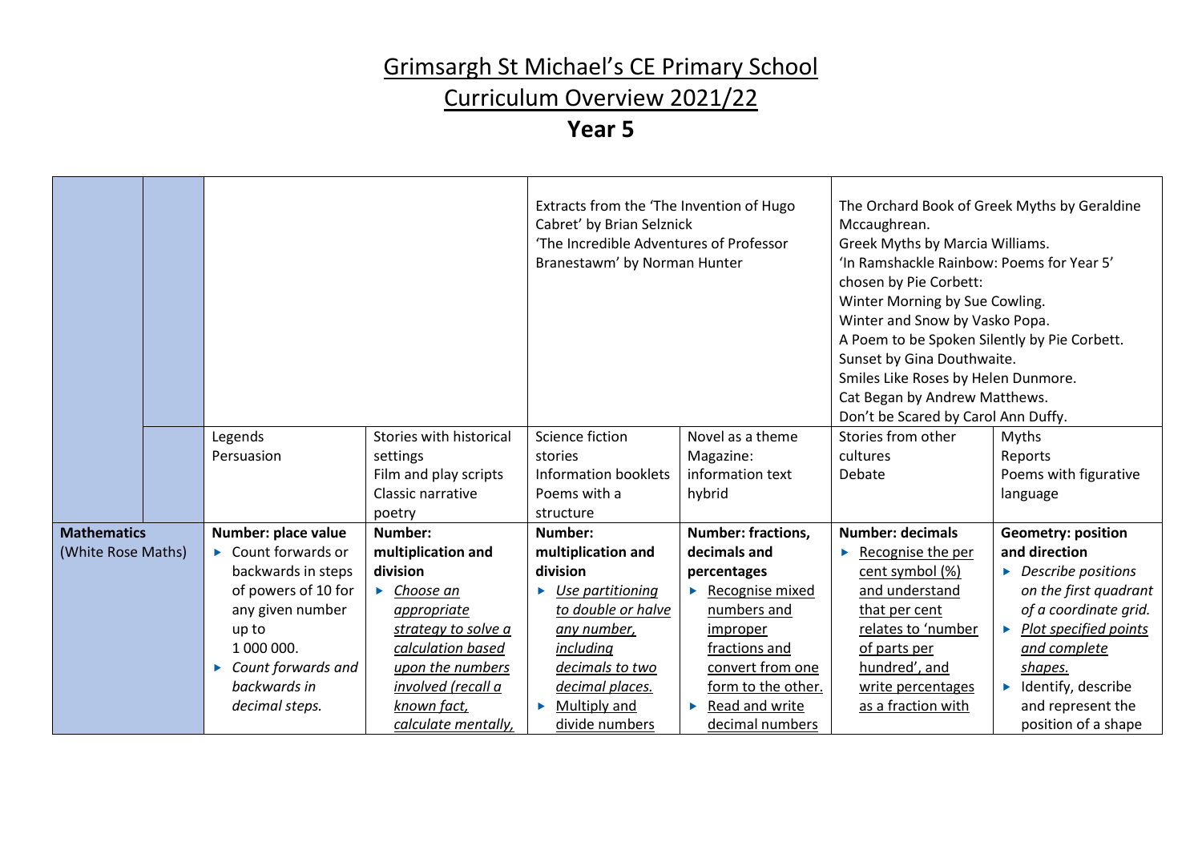# Grimsargh St Michael's CE Primary School

# Curriculum Overview 2021/22

# Year 5

| | | | | | | | |
|---|---|---|---|---|---|---|---|
| | | | | Extracts from the 'The Invention of Hugo Cabret' by Brian Selznick<br>'The Incredible Adventures of Professor Branestawm' by Norman Hunter | | The Orchard Book of Greek Myths by Geraldine Mccaughrean.<br>Greek Myths by Marcia Williams.<br>'In Ramshackle Rainbow: Poems for Year 5' chosen by Pie Corbett:<br>Winter Morning by Sue Cowling.<br>Winter and Snow by Vasko Popa.<br>A Poem to be Spoken Silently by Pie Corbett.<br>Sunset by Gina Douthwaite.<br>Smiles Like Roses by Helen Dunmore.<br>Cat Began by Andrew Matthews.<br>Don't be Scared by Carol Ann Duffy. | |
| | | Legends<br>Persuasion | Stories with historical settings<br>Film and play scripts<br>Classic narrative poetry | Science fiction stories<br>Information booklets<br>Poems with a structure | Novel as a theme<br>Magazine: information text hybrid | Stories from other cultures<br>Debate | Myths<br>Reports<br>Poems with figurative language |
| **Mathematics** (White Rose Maths) | | **Number: place value**<br>▸ Count forwards or backwards in steps of powers of 10 for any given number up to 1 000 000.<br>▸ *Count forwards and backwards in decimal steps.* | **Number: multiplication and division**<br>▸ *Choose an appropriate strategy to solve a calculation based upon the numbers involved (recall a known fact, calculate mentally,* | **Number: multiplication and division**<br>▸ *Use partitioning to double or halve any number, including decimals to two decimal places.*<br>▸ Multiply and divide numbers | **Number: fractions, decimals and percentages**<br>▸ Recognise mixed numbers and improper fractions and convert from one form to the other.<br>▸ Read and write decimal numbers | **Number: decimals**<br>▸ Recognise the per cent symbol (%) and understand that per cent relates to 'number of parts per hundred', and write percentages as a fraction with | **Geometry: position and direction**<br>▸ *Describe positions on the first quadrant of a coordinate grid.*<br>▸ *Plot specified points and complete shapes.*<br>▸ Identify, describe and represent the position of a shape |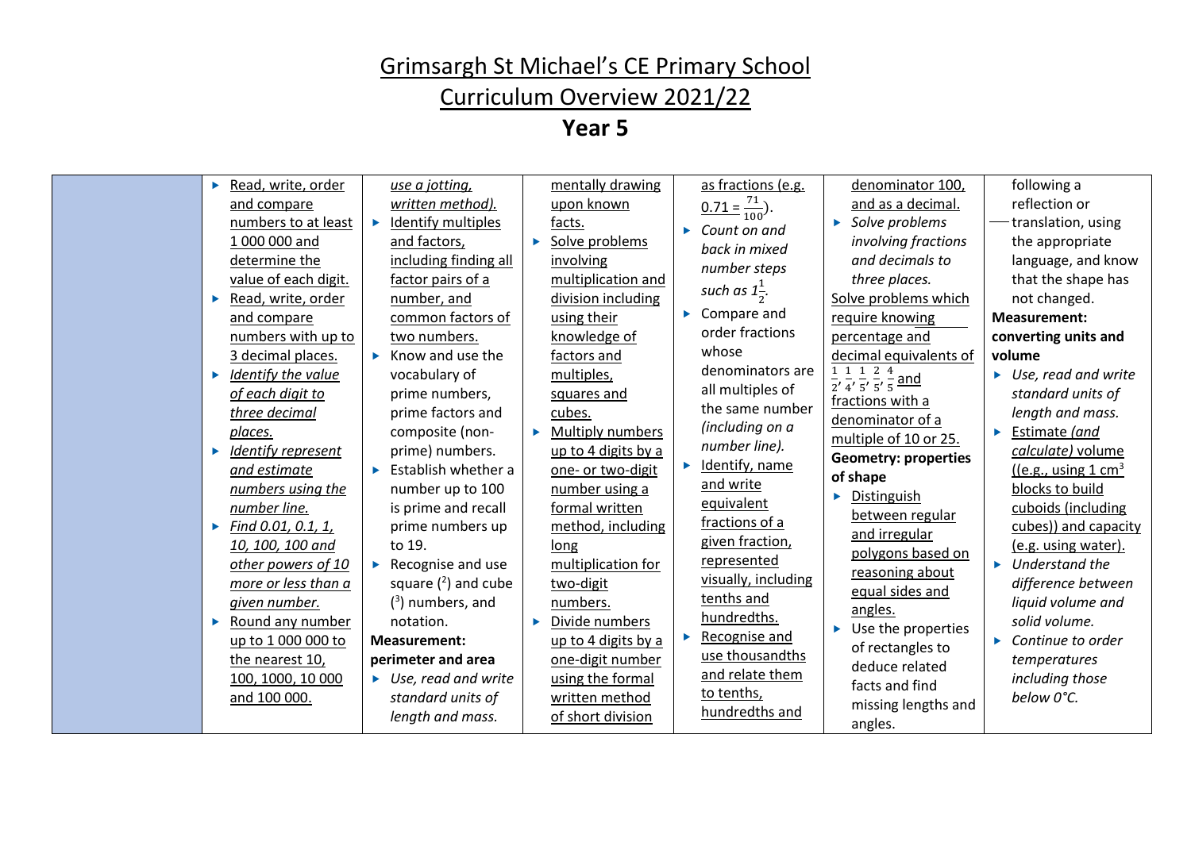# Grimsargh St Michael's CE Primary School

# Curriculum Overview 2021/22

## Year 5

| | | | | | | |
|---|---|---|---|---|---|---|
| | ▸ Read, write, order and compare numbers to at least 1 000 000 and determine the value of each digit.<br>▸ Read, write, order and compare numbers with up to 3 decimal places.<br>▸ *Identify the value of each digit to three decimal places.*<br>▸ *Identify represent and estimate numbers using the number line.*<br>▸ *Find 0.01, 0.1, 1, 10, 100, 100 and other powers of 10 more or less than a given number.*<br>▸ Round any number up to 1 000 000 to the nearest 10, 100, 1000, 10 000 and 100 000. | *use a jotting, written method).*<br>▸ Identify multiples and factors, including finding all factor pairs of a number, and common factors of two numbers.<br>▸ Know and use the vocabulary of prime numbers, prime factors and composite (non-prime) numbers.<br>▸ Establish whether a number up to 100 is prime and recall prime numbers up to 19.<br>▸ Recognise and use square ($^2$) and cube ($^3$) numbers, and notation.<br>**Measurement: perimeter and area**<br>▸ *Use, read and write standard units of length and mass.* | mentally drawing upon known facts.<br>▸ Solve problems involving multiplication and division including using their knowledge of factors and multiples, squares and cubes.<br>▸ Multiply numbers up to 4 digits by a one- or two-digit number using a formal written method, including long multiplication for two-digit numbers.<br>▸ Divide numbers up to 4 digits by a one-digit number using the formal written method of short division | as fractions (e.g. $0.71 = \frac{71}{100}$).<br>▸ *Count on and back in mixed number steps such as $1\frac{1}{2}$.*<br>▸ Compare and order fractions whose denominators are all multiples of the same number *(including on a number line).*<br>▸ Identify, name and write equivalent fractions of a given fraction, represented visually, including tenths and hundredths.<br>▸ Recognise and use thousandths and relate them to tenths, hundredths and | denominator 100, and as a decimal.<br>▸ *Solve problems involving fractions and decimals to three places.*<br>Solve problems which require knowing percentage and decimal equivalents of $\frac{1}{2}, \frac{1}{4}, \frac{1}{5}, \frac{2}{5}, \frac{4}{5}$ and fractions with a denominator of a multiple of 10 or 25.<br>**Geometry: properties of shape**<br>▸ Distinguish between regular and irregular polygons based on reasoning about equal sides and angles.<br>▸ Use the properties of rectangles to deduce related facts and find missing lengths and angles. | following a reflection or translation, using the appropriate language, and know that the shape has not changed.<br>**Measurement: converting units and volume**<br>▸ *Use, read and write standard units of length and mass.*<br>▸ Estimate *(and calculate)* volume ((e.g., using 1 cm$^3$ blocks to build cuboids (including cubes)) and capacity (e.g. using water).<br>▸ *Understand the difference between liquid volume and solid volume.*<br>▸ *Continue to order temperatures including those below 0°C.* |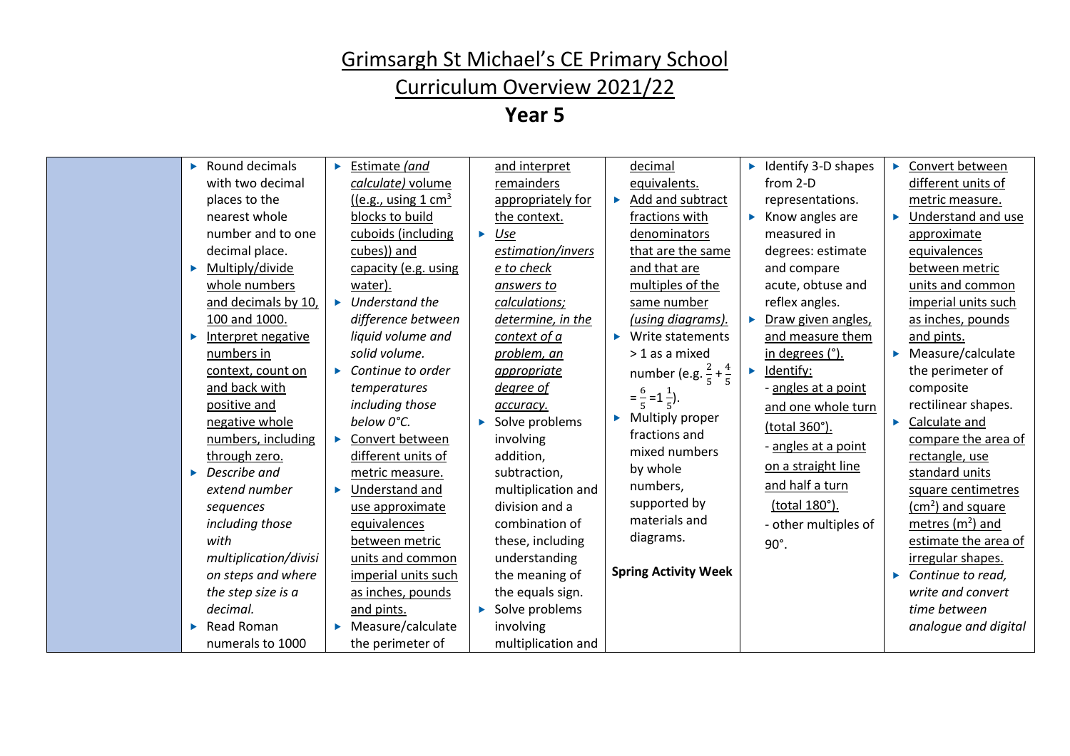# Grimsargh St Michael's CE Primary School

## Curriculum Overview 2021/22

### Year 5

| | | | | | | |
|---|---|---|---|---|---|---|
| | ▸ Round decimals with two decimal places to the nearest whole number and to one decimal place.<br>▸ Multiply/divide whole numbers and decimals by 10, 100 and 1000.<br>▸ Interpret negative numbers in context, count on and back with positive and negative whole numbers, including through zero.<br>▸ *Describe and extend number sequences including those with multiplication/division steps and where the step size is a decimal.*<br>▸ Read Roman numerals to 1000 | ▸ Estimate *(and calculate)* volume ((e.g., using 1 $cm^3$ blocks to build cuboids (including cubes)) and capacity (e.g. using water).<br>▸ *Understand the difference between liquid volume and solid volume.*<br>▸ *Continue to order temperatures including those below 0°C.*<br>▸ Convert between different units of metric measure.<br>▸ Understand and use approximate equivalences between metric units and common imperial units such as inches, pounds and pints.<br>▸ Measure/calculate the perimeter of | and interpret remainders appropriately for the context.<br>▸ *Use estimation/inverse to check answers to calculations; determine, in the context of a problem, an appropriate degree of accuracy.*<br>▸ Solve problems involving addition, subtraction, multiplication and division and a combination of these, including understanding the meaning of the equals sign.<br>▸ Solve problems involving multiplication and | decimal equivalents.<br>▸ Add and subtract fractions with denominators that are the same and that are multiples of the same number *(using diagrams).*<br>▸ Write statements > 1 as a mixed number (e.g. $\frac{2}{5}+\frac{4}{5}=\frac{6}{5}=1\frac{1}{5}$).<br>▸ Multiply proper fractions and mixed numbers by whole numbers, supported by materials and diagrams.<br><br>**Spring Activity Week** | ▸ Identify 3-D shapes from 2-D representations.<br>▸ Know angles are measured in degrees: estimate and compare acute, obtuse and reflex angles.<br>▸ Draw given angles, and measure them in degrees (°).<br>▸ Identify:<br>- angles at a point and one whole turn (total 360°).<br>- angles at a point on a straight line and half a turn (total 180°).<br>- other multiples of 90°. | ▸ Convert between different units of metric measure.<br>▸ Understand and use approximate equivalences between metric units and common imperial units such as inches, pounds and pints.<br>▸ Measure/calculate the perimeter of composite rectilinear shapes.<br>▸ Calculate and compare the area of rectangle, use standard units square centimetres ($cm^2$) and square metres ($m^2$) and estimate the area of irregular shapes.<br>▸ *Continue to read, write and convert time between analogue and digital* |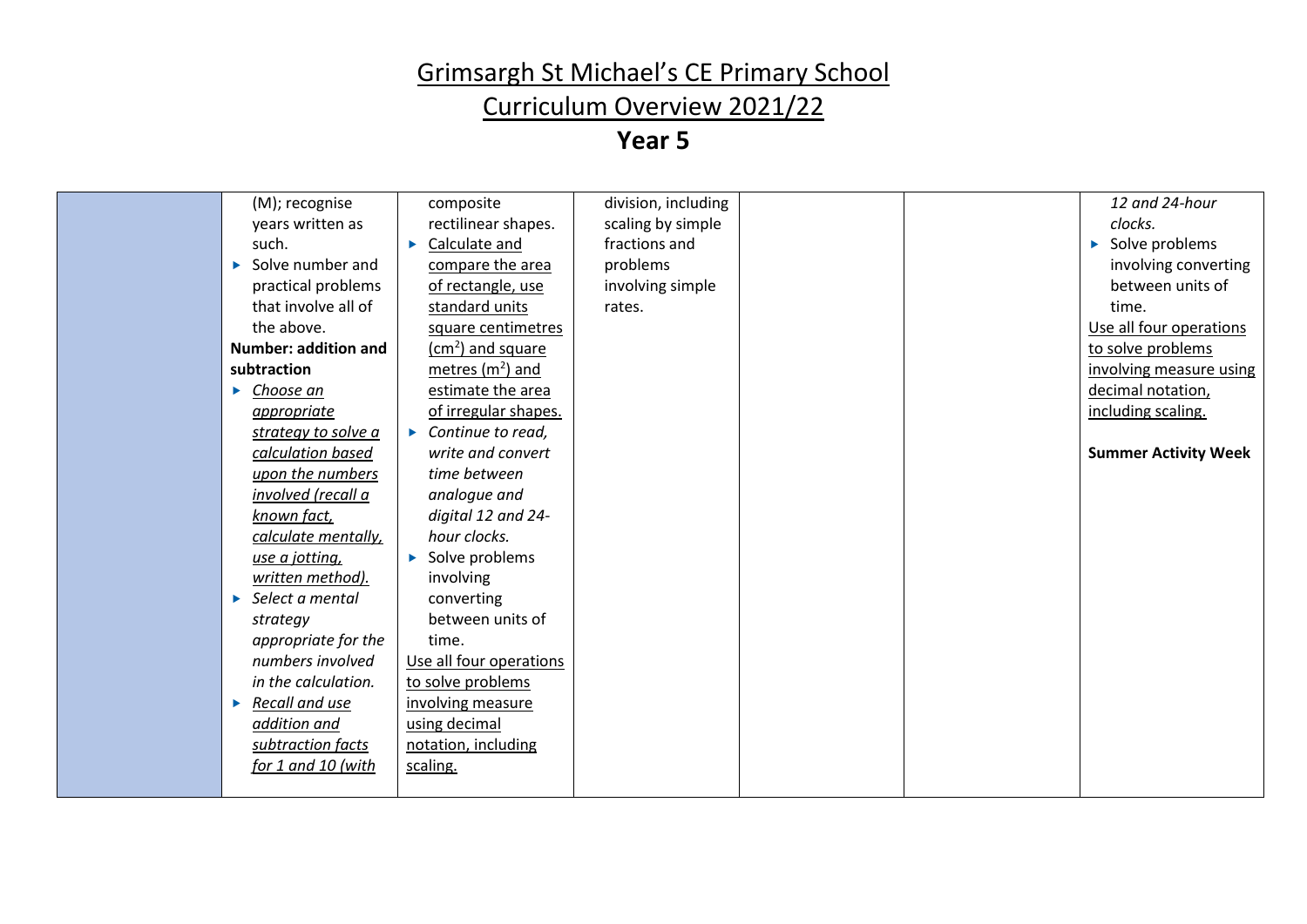# Grimsargh St Michael's CE Primary School

## Curriculum Overview 2021/22

## Year 5

| | | | | | | |
|---|---|---|---|---|---|---|
| | (M); recognise years written as such.<br>▶ Solve number and practical problems that involve all of the above.<br>**Number: addition and subtraction**<br>▶ *Choose an appropriate strategy to solve a calculation based upon the numbers involved (recall a known fact, calculate mentally, use a jotting, written method).*<br>▶ *Select a mental strategy appropriate for the numbers involved in the calculation.*<br>▶ *Recall and use addition and subtraction facts for 1 and 10 (with* | composite rectilinear shapes.<br>▶ Calculate and compare the area of rectangle, use standard units square centimetres ($cm^2$) and square metres ($m^2$) and estimate the area of irregular shapes.<br>▶ *Continue to read, write and convert time between analogue and digital 12 and 24-hour clocks.*<br>▶ Solve problems involving converting between units of time.<br>Use all four operations to solve problems involving measure using decimal notation, including scaling. | division, including scaling by simple fractions and problems involving simple rates. | | | *12 and 24-hour clocks.*<br>▶ Solve problems involving converting between units of time.<br>Use all four operations to solve problems involving measure using decimal notation, including scaling.<br><br>**Summer Activity Week** |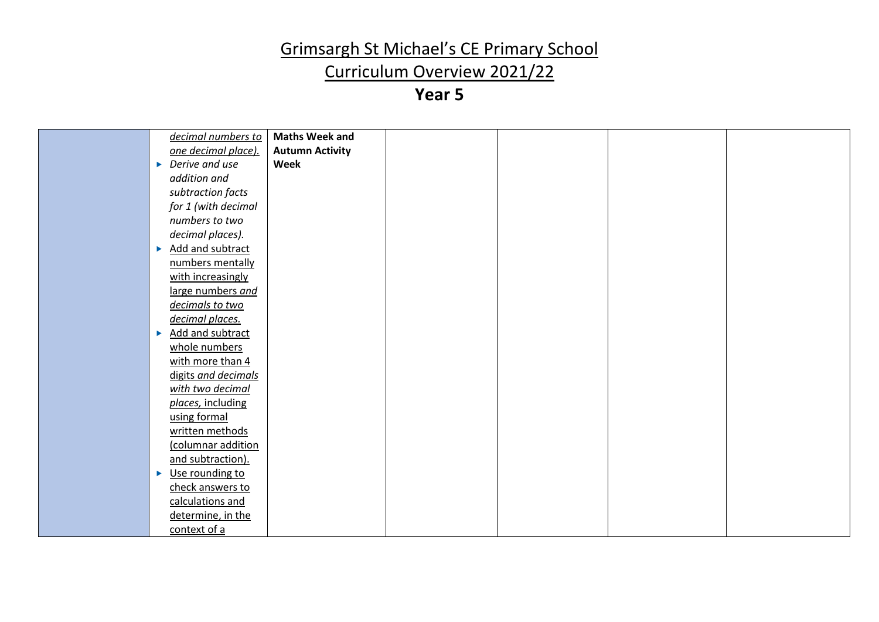# Grimsargh St Michael's CE Primary School

## Curriculum Overview 2021/22

### Year 5

| | | | | | | |
|---|---|---|---|---|---|---|
| | *decimal numbers to one decimal place).*<br>▸ *Derive and use addition and subtraction facts for 1 (with decimal numbers to two decimal places).*<br>▸ Add and subtract numbers mentally with increasingly large numbers *and decimals to two decimal places.*<br>▸ Add and subtract whole numbers with more than 4 digits *and decimals with two decimal places,* including using formal written methods (columnar addition and subtraction).<br>▸ Use rounding to check answers to calculations and determine, in the context of a | **Maths Week and Autumn Activity Week** | | | | |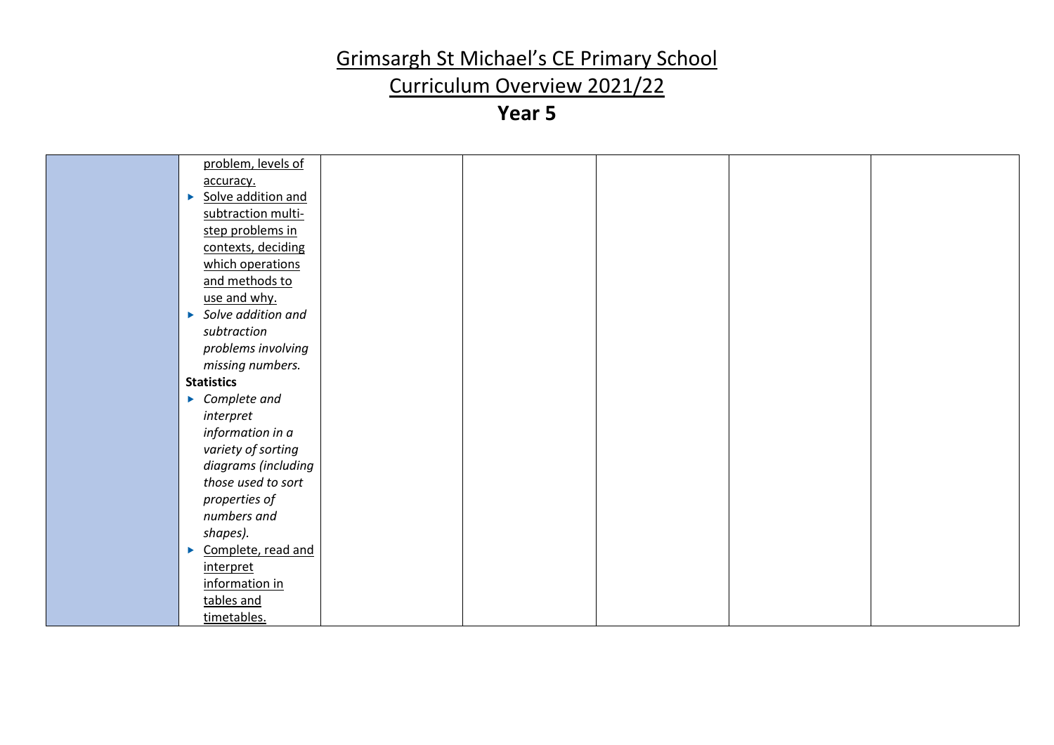# Grimsargh St Michael's CE Primary School

## Curriculum Overview 2021/22

## Year 5

| | | | | | | |
|---|---|---|---|---|---|---|
| | problem, levels of accuracy.<br>▸ Solve addition and subtraction multi-step problems in contexts, deciding which operations and methods to use and why.<br>▸ *Solve addition and subtraction problems involving missing numbers.*<br>**Statistics**<br>▸ *Complete and interpret information in a variety of sorting diagrams (including those used to sort properties of numbers and shapes).*<br>▸ Complete, read and interpret information in tables and timetables. | | | | | |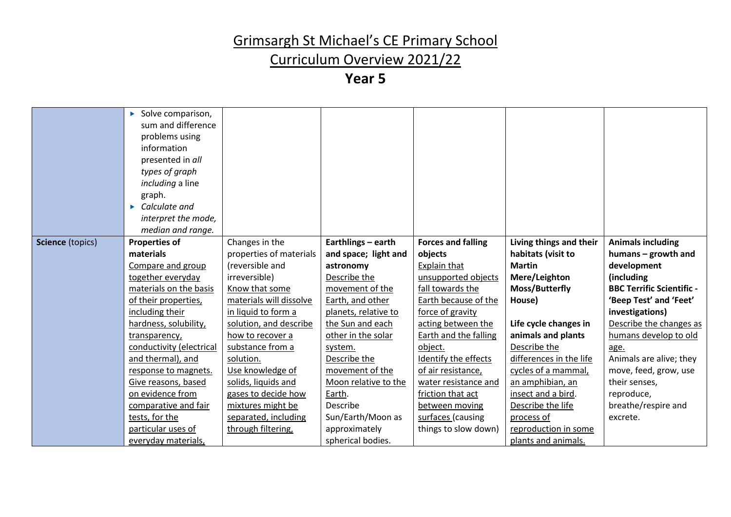# Grimsargh St Michael's CE Primary School

## Curriculum Overview 2021/22

## Year 5

| | | | | | | |
|---|---|---|---|---|---|---|
| | ▶ Solve comparison, sum and difference problems using information presented in *all types of graph including* a line graph.<br>▶ *Calculate and interpret the mode, median and range.* | | | | | |
| **Science** (topics) | **Properties of materials**<br>Compare and group together everyday materials on the basis of their properties, including their hardness, solubility, transparency, conductivity (electrical and thermal), and response to magnets.<br>Give reasons, based on evidence from comparative and fair tests, for the particular uses of everyday materials, | Changes in the properties of materials (reversible and irreversible)<br>Know that some materials will dissolve in liquid to form a solution, and describe how to recover a substance from a solution.<br>Use knowledge of solids, liquids and gases to decide how mixtures might be separated, including through filtering, | **Earthlings – earth and space; light and astronomy**<br>Describe the movement of the Earth, and other planets, relative to the Sun and each other in the solar system.<br>Describe the movement of the Moon relative to the Earth.<br>Describe Sun/Earth/Moon as approximately spherical bodies. | **Forces and falling objects**<br>Explain that unsupported objects fall towards the Earth because of the force of gravity acting between the Earth and the falling object.<br>Identify the effects of air resistance, water resistance and friction that act between moving surfaces (causing things to slow down) | **Living things and their habitats (visit to Martin Mere/Leighton Moss/Butterfly House)**<br><br>**Life cycle changes in animals and plants**<br>Describe the differences in the life cycles of a mammal, an amphibian, an insect and a bird.<br>Describe the life process of reproduction in some plants and animals. | **Animals including humans – growth and development (including BBC Terrific Scientific - 'Beep Test' and 'Feet' investigations)**<br>Describe the changes as humans develop to old age.<br>Animals are alive; they move, feed, grow, use their senses, reproduce, breathe/respire and excrete. |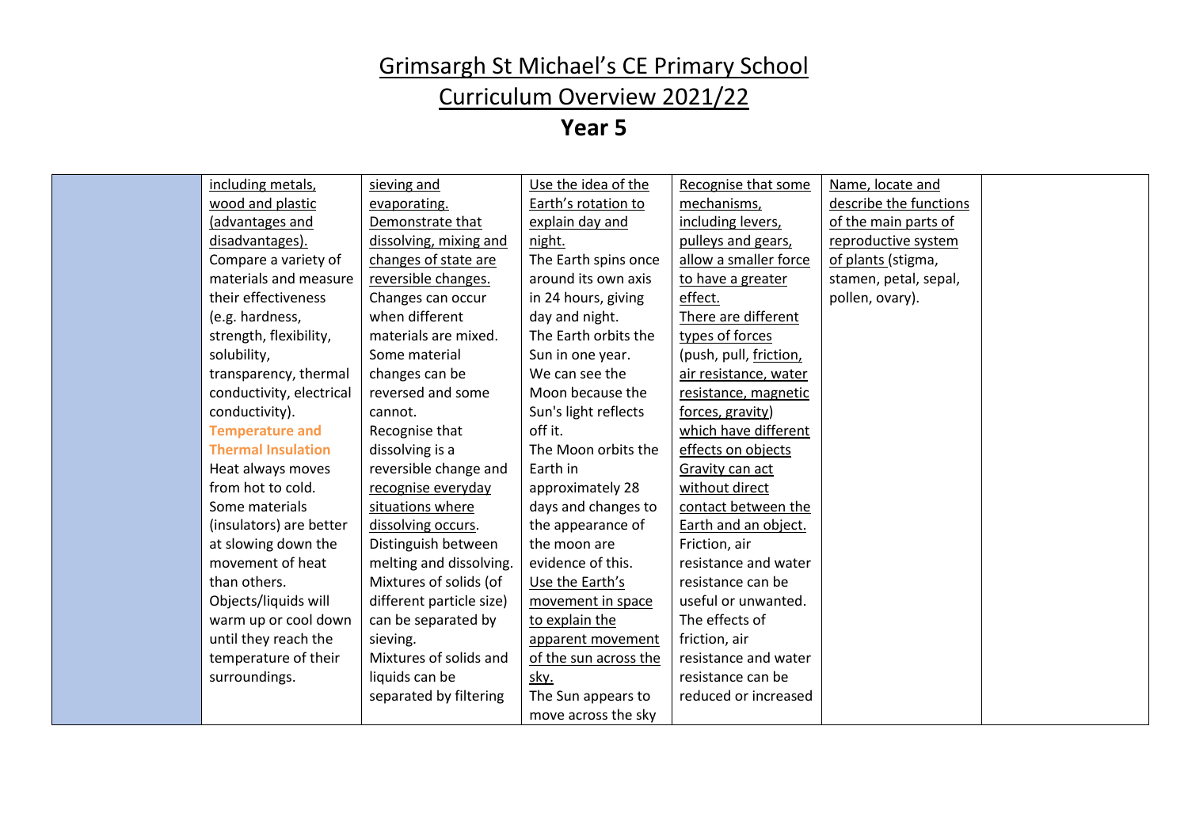# Grimsargh St Michael's CE Primary School

## Curriculum Overview 2021/22

## Year 5

| | | | | | | |
|---|---|---|---|---|---|---|
| | including metals, wood and plastic (advantages and disadvantages).<br>Compare a variety of materials and measure their effectiveness (e.g. hardness, strength, flexibility, solubility, transparency, thermal conductivity, electrical conductivity).<br>**Temperature and Thermal Insulation**<br>Heat always moves from hot to cold.<br>Some materials (insulators) are better at slowing down the movement of heat than others.<br>Objects/liquids will warm up or cool down until they reach the temperature of their surroundings. | sieving and evaporating.<br>Demonstrate that dissolving, mixing and changes of state are reversible changes.<br>Changes can occur when different materials are mixed.<br>Some material changes can be reversed and some cannot.<br>Recognise that dissolving is a reversible change and recognise everyday situations where dissolving occurs.<br>Distinguish between melting and dissolving.<br>Mixtures of solids (of different particle size) can be separated by sieving.<br>Mixtures of solids and liquids can be separated by filtering | Use the idea of the Earth's rotation to explain day and night.<br>The Earth spins once around its own axis in 24 hours, giving day and night.<br>The Earth orbits the Sun in one year.<br>We can see the Moon because the Sun's light reflects off it.<br>The Moon orbits the Earth in approximately 28 days and changes to the appearance of the moon are evidence of this.<br>Use the Earth's movement in space to explain the apparent movement of the sun across the sky.<br>The Sun appears to move across the sky | Recognise that some mechanisms, including levers, pulleys and gears, allow a smaller force to have a greater effect.<br>There are different types of forces (push, pull, friction, air resistance, water resistance, magnetic forces, gravity) which have different effects on objects<br>Gravity can act without direct contact between the Earth and an object.<br>Friction, air resistance and water resistance can be useful or unwanted.<br>The effects of friction, air resistance and water resistance can be reduced or increased | Name, locate and describe the functions of the main parts of reproductive system of plants (stigma, stamen, petal, sepal, pollen, ovary). | |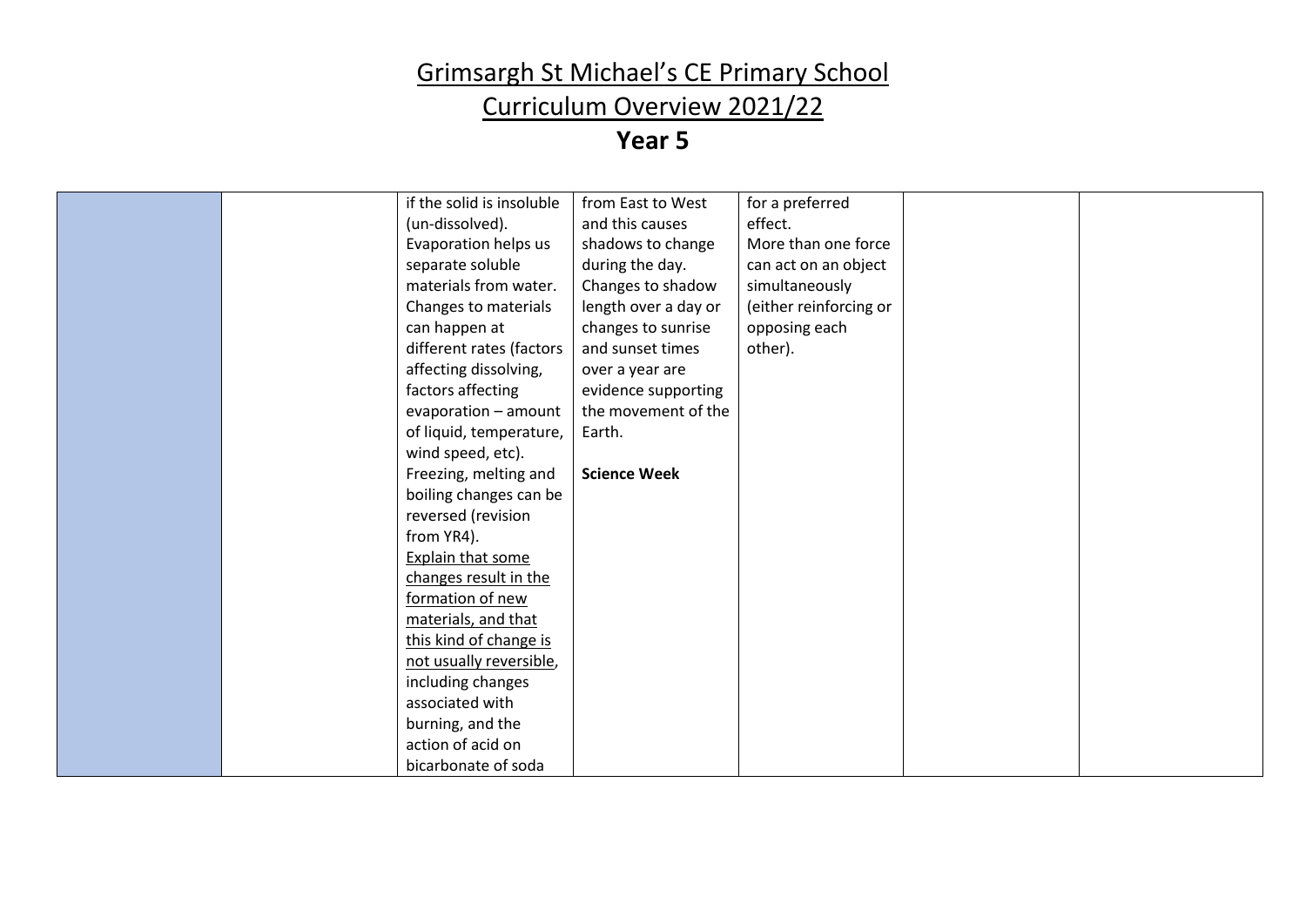# Grimsargh St Michael's CE Primary School

## Curriculum Overview 2021/22

### Year 5

| | | | | | | |
|---|---|---|---|---|---|---|
| | | if the solid is insoluble (un-dissolved). Evaporation helps us separate soluble materials from water. Changes to materials can happen at different rates (factors affecting dissolving, factors affecting evaporation – amount of liquid, temperature, wind speed, etc). Freezing, melting and boiling changes can be reversed (revision from YR4). Explain that some changes result in the formation of new materials, and that this kind of change is not usually reversible, including changes associated with burning, and the action of acid on bicarbonate of soda | from East to West and this causes shadows to change during the day. Changes to shadow length over a day or changes to sunrise and sunset times over a year are evidence supporting the movement of the Earth. **Science Week** | for a preferred effect. More than one force can act on an object simultaneously (either reinforcing or opposing each other). | | |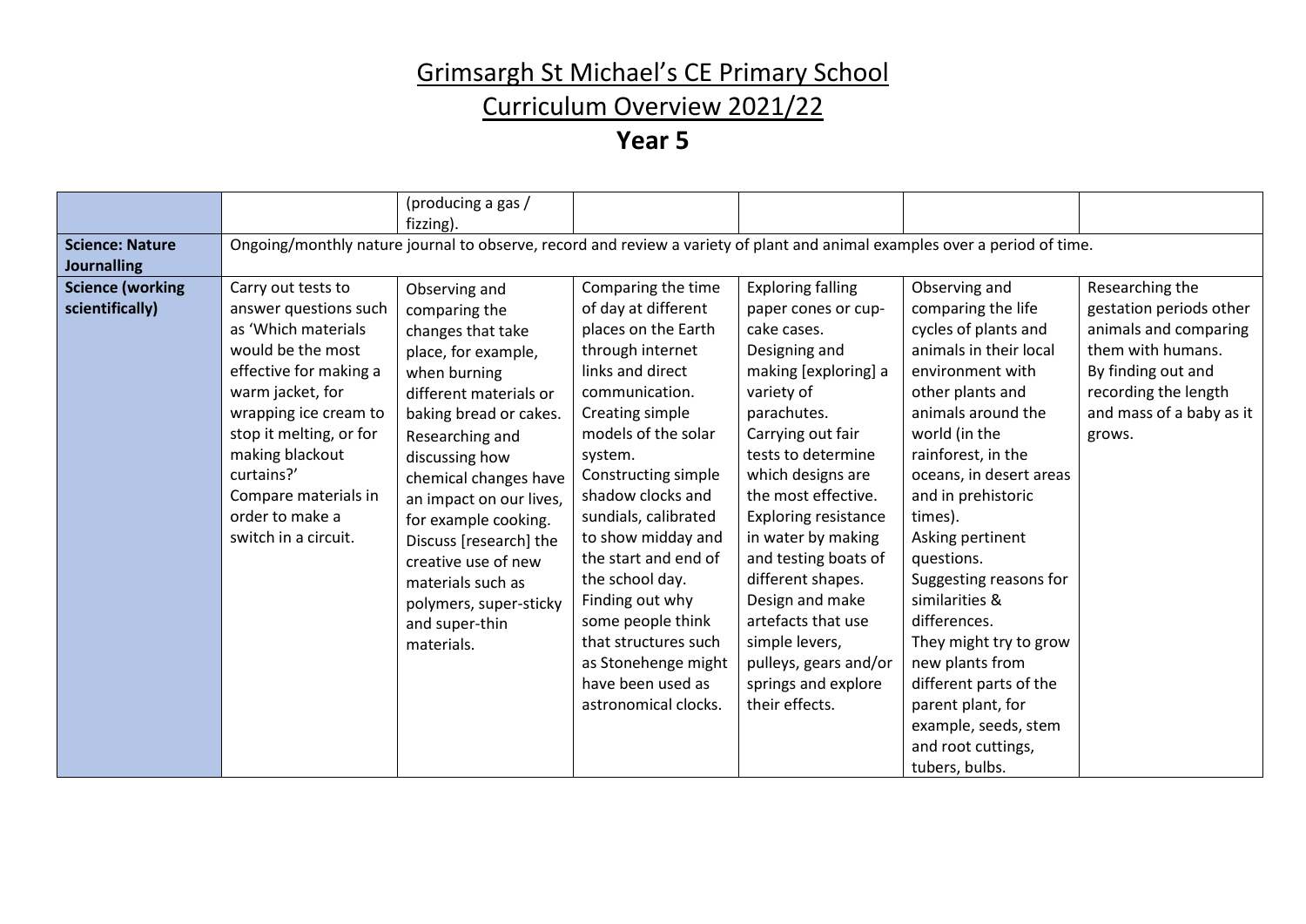# Grimsargh St Michael's CE Primary School

# Curriculum Overview 2021/22

# Year 5

| | | | | | | |
|---|---|---|---|---|---|---|
| | | (producing a gas / fizzing). | | | | |
| **Science: Nature Journalling** | Ongoing/monthly nature journal to observe, record and review a variety of plant and animal examples over a period of time. | | | | | |
| **Science (working scientifically)** | Carry out tests to answer questions such as 'Which materials would be the most effective for making a warm jacket, for wrapping ice cream to stop it melting, or for making blackout curtains?' Compare materials in order to make a switch in a circuit. | Observing and comparing the changes that take place, for example, when burning different materials or baking bread or cakes. Researching and discussing how chemical changes have an impact on our lives, for example cooking. Discuss [research] the creative use of new materials such as polymers, super-sticky and super-thin materials. | Comparing the time of day at different places on the Earth through internet links and direct communication. Creating simple models of the solar system. Constructing simple shadow clocks and sundials, calibrated to show midday and the start and end of the school day. Finding out why some people think that structures such as Stonehenge might have been used as astronomical clocks. | Exploring falling paper cones or cup-cake cases. Designing and making [exploring] a variety of parachutes. Carrying out fair tests to determine which designs are the most effective. Exploring resistance in water by making and testing boats of different shapes. Design and make artefacts that use simple levers, pulleys, gears and/or springs and explore their effects. | Observing and comparing the life cycles of plants and animals in their local environment with other plants and animals around the world (in the rainforest, in the oceans, in desert areas and in prehistoric times). Asking pertinent questions. Suggesting reasons for similarities & differences. They might try to grow new plants from different parts of the parent plant, for example, seeds, stem and root cuttings, tubers, bulbs. | Researching the gestation periods other animals and comparing them with humans. By finding out and recording the length and mass of a baby as it grows. |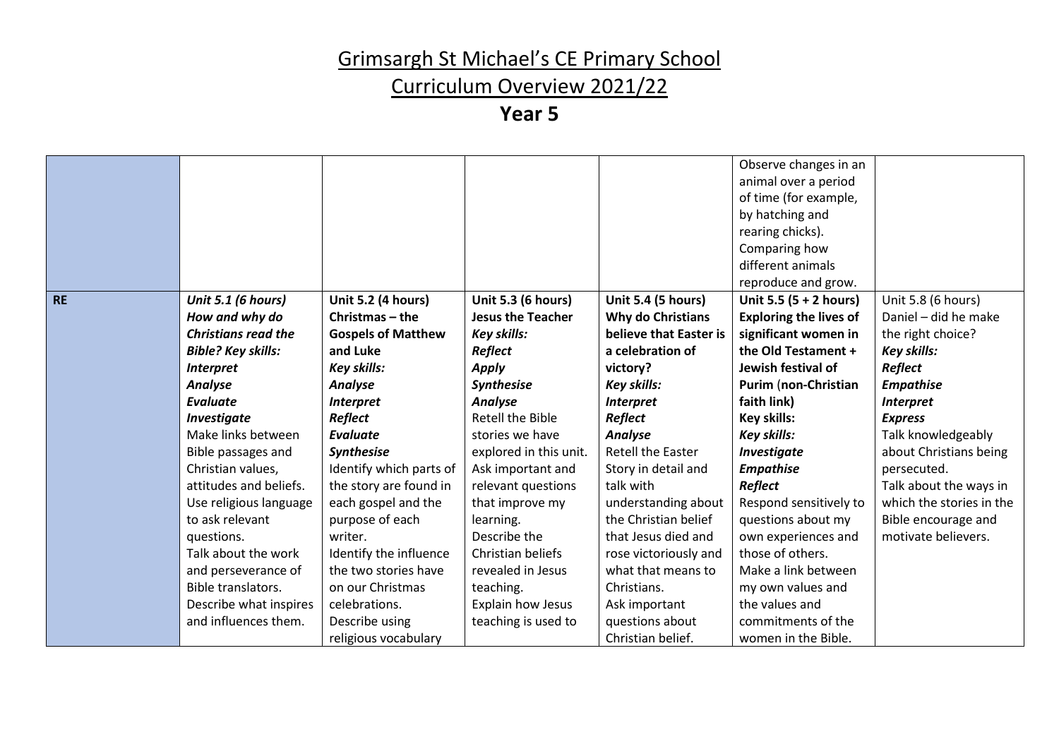# Grimsargh St Michael's CE Primary School

# Curriculum Overview 2021/22

# Year 5

| | | | | | | |
|---|---|---|---|---|---|---|
| | | | | | Observe changes in an animal over a period of time (for example, by hatching and rearing chicks). Comparing how different animals reproduce and grow. | |
| **RE** | ***Unit 5.1 (6 hours)*** ***How and why do Christians read the Bible? Key skills:*** ***Interpret*** ***Analyse*** ***Evaluate*** ***Investigate*** Make links between Bible passages and Christian values, attitudes and beliefs. Use religious language to ask relevant questions. Talk about the work and perseverance of Bible translators. Describe what inspires and influences them. | **Unit 5.2 (4 hours)** **Christmas – the Gospels of Matthew and Luke** ***Key skills:*** ***Analyse*** ***Interpret*** ***Reflect*** ***Evaluate*** ***Synthesise*** Identify which parts of the story are found in each gospel and the purpose of each writer. Identify the influence the two stories have on our Christmas celebrations. Describe using religious vocabulary | **Unit 5.3 (6 hours)** **Jesus the Teacher** ***Key skills:*** ***Reflect*** ***Apply*** ***Synthesise*** ***Analyse*** Retell the Bible stories we have explored in this unit. Ask important and relevant questions that improve my learning. Describe the Christian beliefs revealed in Jesus teaching. Explain how Jesus teaching is used to | **Unit 5.4 (5 hours)** **Why do Christians believe that Easter is a celebration of victory?** ***Key skills:*** ***Interpret*** ***Reflect*** ***Analyse*** Retell the Easter Story in detail and talk with understanding about the Christian belief that Jesus died and rose victoriously and what that means to Christians. Ask important questions about Christian belief. | **Unit 5.5 (5 + 2 hours)** **Exploring the lives of significant women in the Old Testament + Jewish festival of Purim** (**non-Christian faith link)** **Key skills:** ***Key skills:*** ***Investigate*** ***Empathise*** ***Reflect*** Respond sensitively to questions about my own experiences and those of others. Make a link between my own values and the values and commitments of the women in the Bible. | Unit 5.8 (6 hours) Daniel – did he make the right choice? ***Key skills:*** ***Reflect*** ***Empathise*** ***Interpret*** ***Express*** Talk knowledgeably about Christians being persecuted. Talk about the ways in which the stories in the Bible encourage and motivate believers. |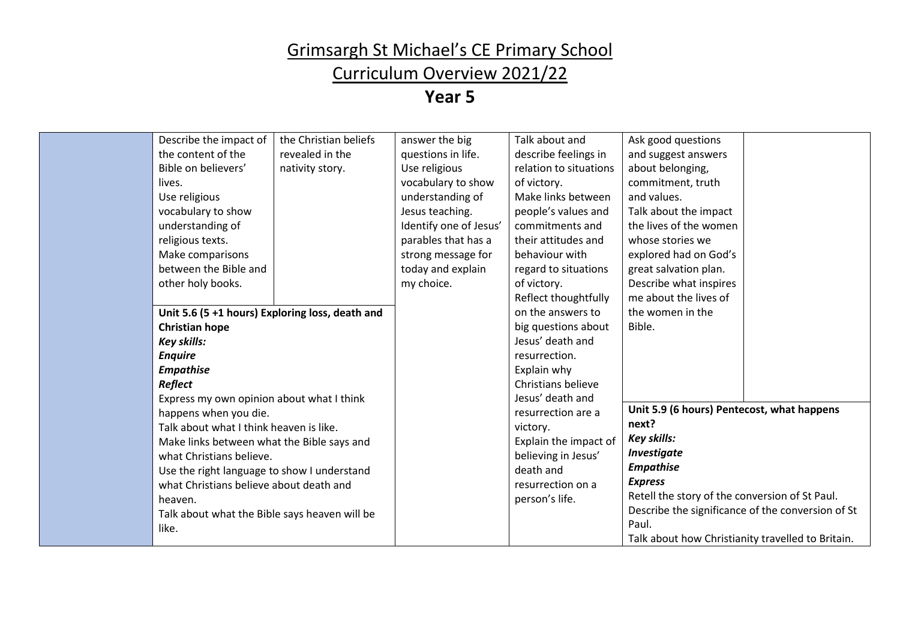# Grimsargh St Michael's CE Primary School

# Curriculum Overview 2021/22

# Year 5

| | | | | | | |
|---|---|---|---|---|---|---|
| | Describe the impact of the content of the Bible on believers' lives.<br>Use religious vocabulary to show understanding of religious texts.<br>Make comparisons between the Bible and other holy books.<br><br>**Unit 5.6 (5 +1 hours) Exploring loss, death and Christian hope**<br>***Key skills:***<br>***Enquire***<br>***Empathise***<br>***Reflect***<br>Express my own opinion about what I think happens when you die.<br>Talk about what I think heaven is like.<br>Make links between what the Bible says and what Christians believe.<br>Use the right language to show I understand what Christians believe about death and heaven.<br>Talk about what the Bible says heaven will be like. | the Christian beliefs revealed in the nativity story. | answer the big questions in life.<br>Use religious vocabulary to show understanding of Jesus teaching.<br>Identify one of Jesus' parables that has a strong message for today and explain my choice. | Talk about and describe feelings in relation to situations of victory.<br>Make links between people's values and commitments and their attitudes and behaviour with regard to situations of victory.<br>Reflect thoughtfully on the answers to big questions about Jesus' death and resurrection.<br>Explain why Christians believe Jesus' death and resurrection are a victory.<br>Explain the impact of believing in Jesus' death and resurrection on a person's life. | Ask good questions and suggest answers about belonging, commitment, truth and values.<br>Talk about the impact the lives of the women whose stories we explored had on God's great salvation plan.<br>Describe what inspires me about the lives of the women in the Bible.<br><br>**Unit 5.9 (6 hours) Pentecost, what happens next?**<br>***Key skills:***<br>***Investigate***<br>***Empathise***<br>***Express***<br>Retell the story of the conversion of St Paul.<br>Describe the significance of the conversion of St Paul.<br>Talk about how Christianity travelled to Britain. | |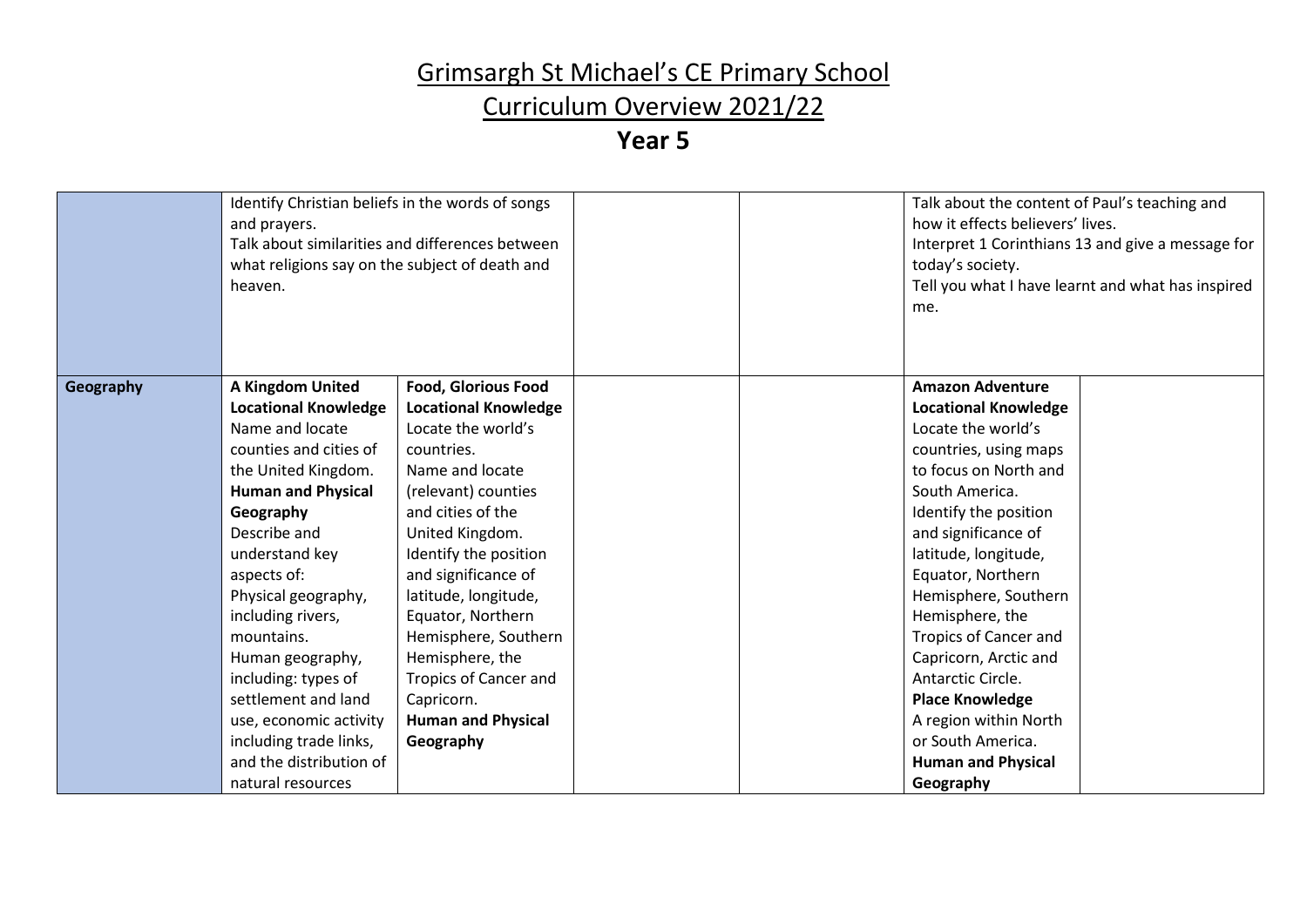# Grimsargh St Michael's CE Primary School

# Curriculum Overview 2021/22

## Year 5

| | | | | | | |
|---|---|---|---|---|---|---|
| | Identify Christian beliefs in the words of songs and prayers.<br>Talk about similarities and differences between what religions say on the subject of death and heaven. | | | | Talk about the content of Paul's teaching and how it effects believers' lives.<br>Interpret 1 Corinthians 13 and give a message for today's society.<br>Tell you what I have learnt and what has inspired me. | |
| **Geography** | **A Kingdom United**<br>**Locational Knowledge**<br>Name and locate counties and cities of the United Kingdom.<br>**Human and Physical Geography**<br>Describe and understand key aspects of:<br>Physical geography, including rivers, mountains.<br>Human geography, including: types of settlement and land use, economic activity including trade links, and the distribution of natural resources | **Food, Glorious Food**<br>**Locational Knowledge**<br>Locate the world's countries.<br>Name and locate (relevant) counties and cities of the United Kingdom.<br>Identify the position and significance of latitude, longitude, Equator, Northern Hemisphere, Southern Hemisphere, the Tropics of Cancer and Capricorn.<br>**Human and Physical Geography** | | | **Amazon Adventure**<br>**Locational Knowledge**<br>Locate the world's countries, using maps to focus on North and South America.<br>Identify the position and significance of latitude, longitude, Equator, Northern Hemisphere, Southern Hemisphere, the Tropics of Cancer and Capricorn, Arctic and Antarctic Circle.<br>**Place Knowledge**<br>A region within North or South America.<br>**Human and Physical Geography** | |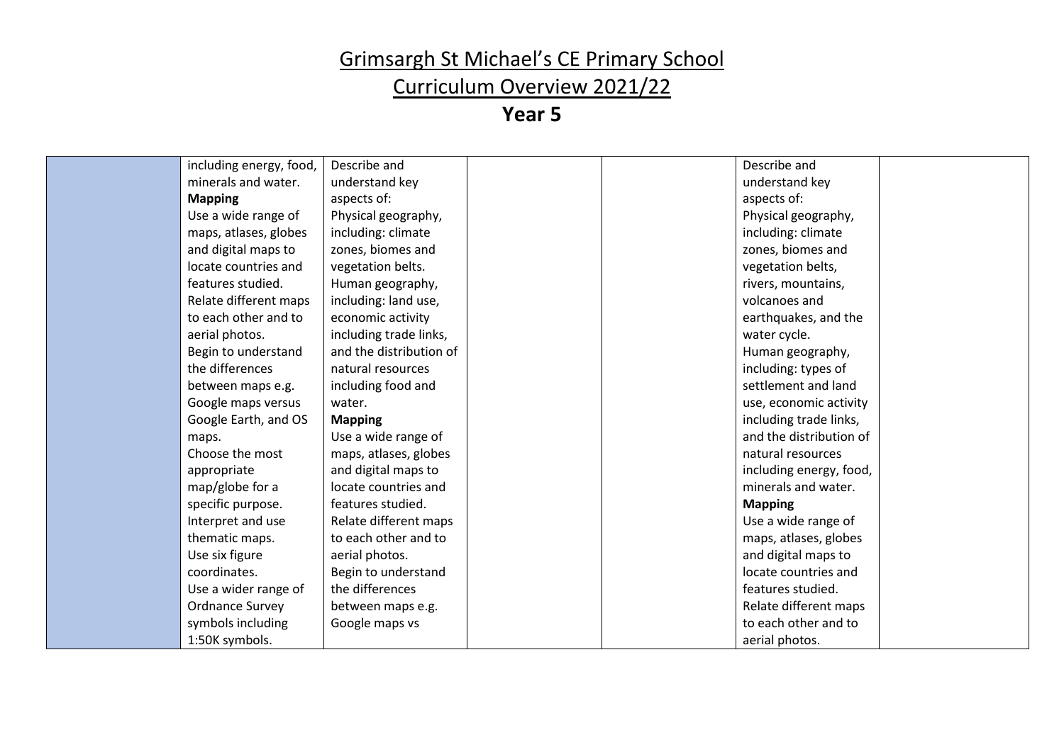# Grimsargh St Michael's CE Primary School

# Curriculum Overview 2021/22

## Year 5

| | | | | | | |
|---|---|---|---|---|---|---|
| | including energy, food, minerals and water.<br>**Mapping**<br>Use a wide range of maps, atlases, globes and digital maps to locate countries and features studied.<br>Relate different maps to each other and to aerial photos.<br>Begin to understand the differences between maps e.g. Google maps versus Google Earth, and OS maps.<br>Choose the most appropriate map/globe for a specific purpose.<br>Interpret and use thematic maps.<br>Use six figure coordinates.<br>Use a wider range of Ordnance Survey symbols including 1:50K symbols. | Describe and understand key aspects of:<br>Physical geography, including: climate zones, biomes and vegetation belts.<br>Human geography, including: land use, economic activity including trade links, and the distribution of natural resources including food and water.<br>**Mapping**<br>Use a wide range of maps, atlases, globes and digital maps to locate countries and features studied.<br>Relate different maps to each other and to aerial photos.<br>Begin to understand the differences between maps e.g. Google maps vs | | | Describe and understand key aspects of:<br>Physical geography, including: climate zones, biomes and vegetation belts, rivers, mountains, volcanoes and earthquakes, and the water cycle.<br>Human geography, including: types of settlement and land use, economic activity including trade links, and the distribution of natural resources including energy, food, minerals and water.<br>**Mapping**<br>Use a wide range of maps, atlases, globes and digital maps to locate countries and features studied.<br>Relate different maps to each other and to aerial photos. | |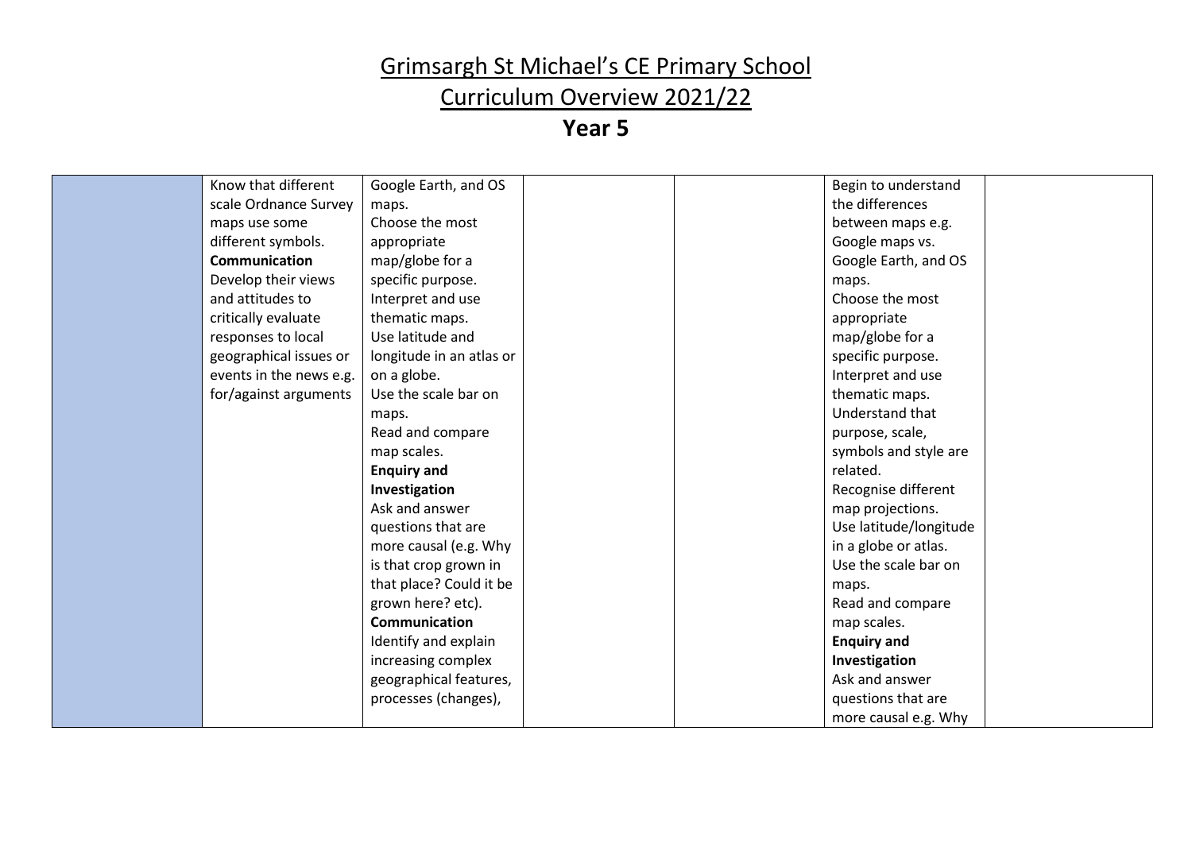# Grimsargh St Michael's CE Primary School

## Curriculum Overview 2021/22

## Year 5

| | | | | | | |
|---|---|---|---|---|---|---|
| | Know that different scale Ordnance Survey maps use some different symbols.<br>**Communication**<br>Develop their views and attitudes to critically evaluate responses to local geographical issues or events in the news e.g. for/against arguments | Google Earth, and OS maps.<br>Choose the most appropriate map/globe for a specific purpose.<br>Interpret and use thematic maps.<br>Use latitude and longitude in an atlas or on a globe.<br>Use the scale bar on maps.<br>Read and compare map scales.<br>**Enquiry and Investigation**<br>Ask and answer questions that are more causal (e.g. Why is that crop grown in that place? Could it be grown here? etc).<br>**Communication**<br>Identify and explain increasing complex geographical features, processes (changes), | | | Begin to understand the differences between maps e.g. Google maps vs. Google Earth, and OS maps.<br>Choose the most appropriate map/globe for a specific purpose.<br>Interpret and use thematic maps.<br>Understand that purpose, scale, symbols and style are related.<br>Recognise different map projections.<br>Use latitude/longitude in a globe or atlas.<br>Use the scale bar on maps.<br>Read and compare map scales.<br>**Enquiry and Investigation**<br>Ask and answer questions that are more causal e.g. Why | |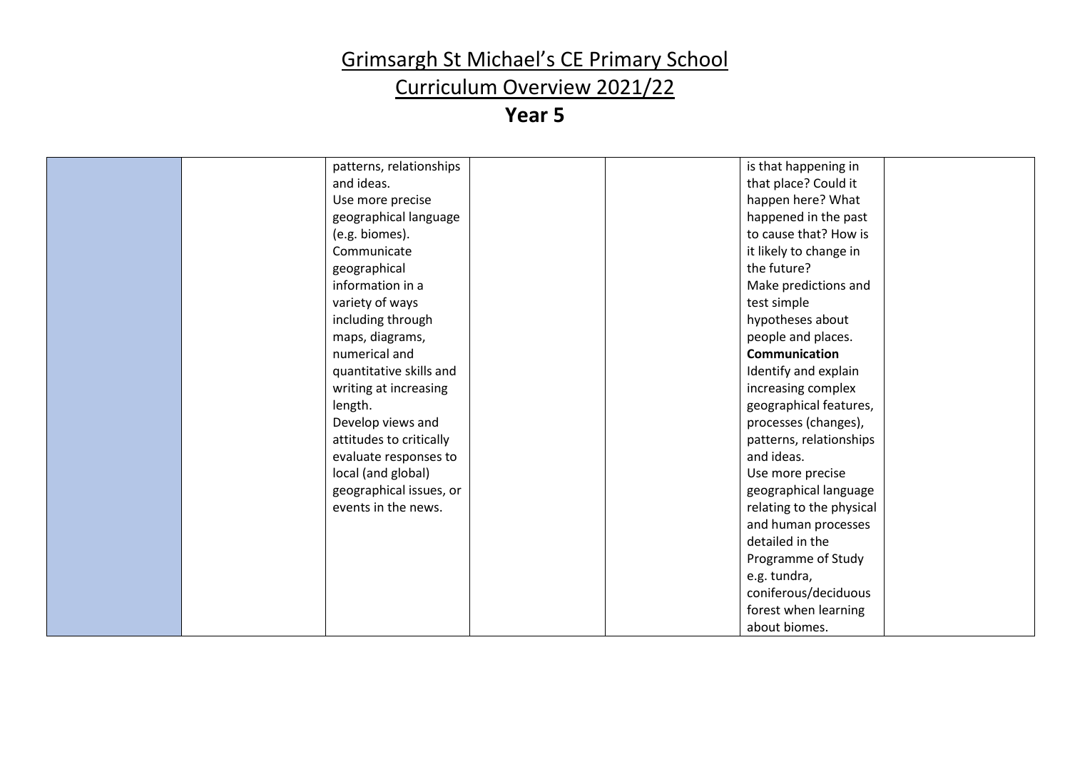# Grimsargh St Michael's CE Primary School

# Curriculum Overview 2021/22

## Year 5

| | | | | | | |
|---|---|---|---|---|---|---|
| | | patterns, relationships and ideas.<br>Use more precise geographical language (e.g. biomes).<br>Communicate geographical information in a variety of ways including through maps, diagrams, numerical and quantitative skills and writing at increasing length.<br>Develop views and attitudes to critically evaluate responses to local (and global) geographical issues, or events in the news. | | | is that happening in that place? Could it happen here? What happened in the past to cause that? How is it likely to change in the future?<br>Make predictions and test simple hypotheses about people and places.<br>**Communication**<br>Identify and explain increasing complex geographical features, processes (changes), patterns, relationships and ideas.<br>Use more precise geographical language relating to the physical and human processes detailed in the Programme of Study e.g. tundra, coniferous/deciduous forest when learning about biomes. | |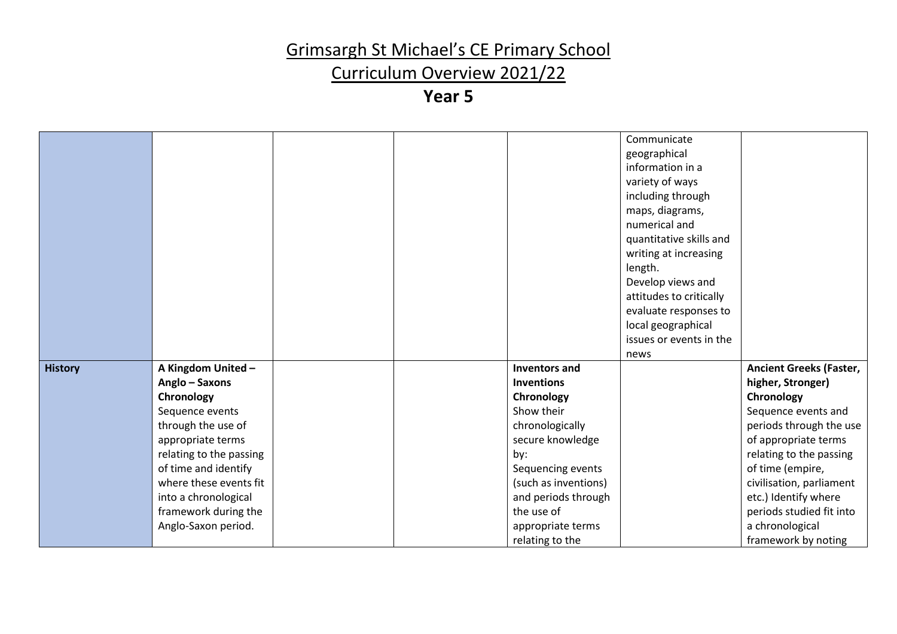# Grimsargh St Michael's CE Primary School

# Curriculum Overview 2021/22

## Year 5

| | | | | | | |
|---|---|---|---|---|---|---|
| | | | | | Communicate geographical information in a variety of ways including through maps, diagrams, numerical and quantitative skills and writing at increasing length.<br>Develop views and attitudes to critically evaluate responses to local geographical issues or events in the news | |
| **History** | **A Kingdom United – Anglo – Saxons**<br>**Chronology**<br>Sequence events through the use of appropriate terms relating to the passing of time and identify where these events fit into a chronological framework during the Anglo-Saxon period. | | | **Inventors and Inventions**<br>**Chronology**<br>Show their chronologically secure knowledge by:<br>Sequencing events (such as inventions) and periods through the use of appropriate terms relating to the | | **Ancient Greeks (Faster, higher, Stronger)**<br>**Chronology**<br>Sequence events and periods through the use of appropriate terms relating to the passing of time (empire, civilisation, parliament etc.) Identify where periods studied fit into a chronological framework by noting |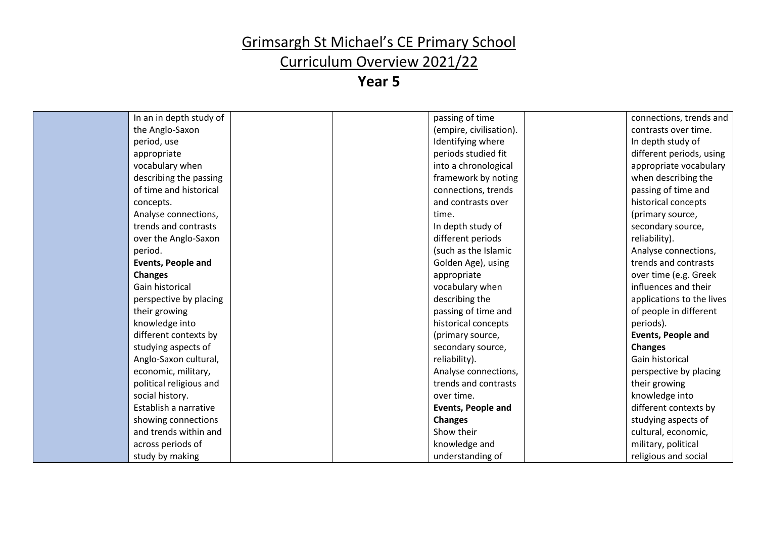# Grimsargh St Michael's CE Primary School

## Curriculum Overview 2021/22

### Year 5

| | | | | | | |
|---|---|---|---|---|---|---|
| | In an in depth study of the Anglo-Saxon period, use appropriate vocabulary when describing the passing of time and historical concepts.<br>Analyse connections, trends and contrasts over the Anglo-Saxon period.<br>**Events, People and Changes**<br>Gain historical perspective by placing their growing knowledge into different contexts by studying aspects of Anglo-Saxon cultural, economic, military, political religious and social history.<br>Establish a narrative showing connections and trends within and across periods of study by making | | | passing of time (empire, civilisation).<br>Identifying where periods studied fit into a chronological framework by noting connections, trends and contrasts over time.<br>In depth study of different periods (such as the Islamic Golden Age), using appropriate vocabulary when describing the passing of time and historical concepts (primary source, secondary source, reliability).<br>Analyse connections, trends and contrasts over time.<br>**Events, People and Changes**<br>Show their knowledge and understanding of | | connections, trends and contrasts over time.<br>In depth study of different periods, using appropriate vocabulary when describing the passing of time and historical concepts (primary source, secondary source, reliability).<br>Analyse connections, trends and contrasts over time (e.g. Greek influences and their applications to the lives of people in different periods).<br>**Events, People and Changes**<br>Gain historical perspective by placing their growing knowledge into different contexts by studying aspects of cultural, economic, military, political religious and social |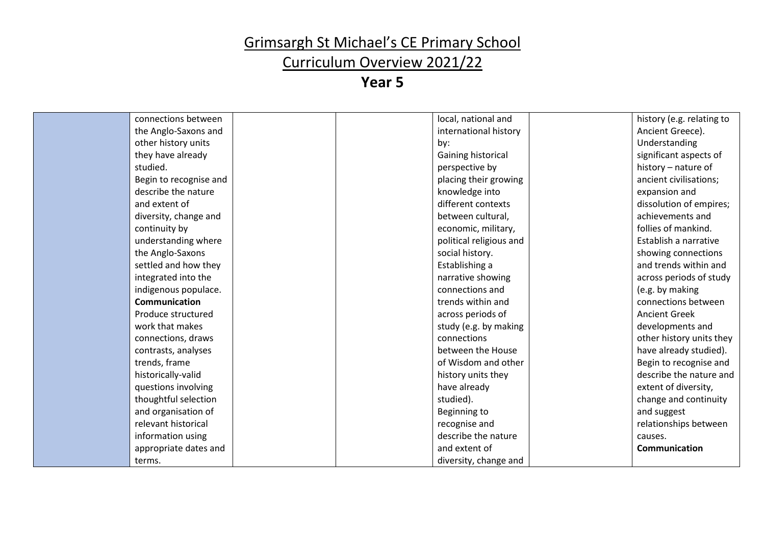# Grimsargh St Michael's CE Primary School

# Curriculum Overview 2021/22

# Year 5

| | | | | | | |
|---|---|---|---|---|---|---|
| | connections between the Anglo-Saxons and other history units they have already studied. Begin to recognise and describe the nature and extent of diversity, change and continuity by understanding where the Anglo-Saxons settled and how they integrated into the indigenous populace. **Communication** Produce structured work that makes connections, draws contrasts, analyses trends, frame historically-valid questions involving thoughtful selection and organisation of relevant historical information using appropriate dates and terms. | | | local, national and international history by: Gaining historical perspective by placing their growing knowledge into different contexts between cultural, economic, military, political religious and social history. Establishing a narrative showing connections and trends within and across periods of study (e.g. by making connections between the House of Wisdom and other history units they have already studied). Beginning to recognise and describe the nature and extent of diversity, change and | | history (e.g. relating to Ancient Greece). Understanding significant aspects of history – nature of ancient civilisations; expansion and dissolution of empires; achievements and follies of mankind. Establish a narrative showing connections and trends within and across periods of study (e.g. by making connections between Ancient Greek developments and other history units they have already studied). Begin to recognise and describe the nature and extent of diversity, change and continuity and suggest relationships between causes. **Communication** |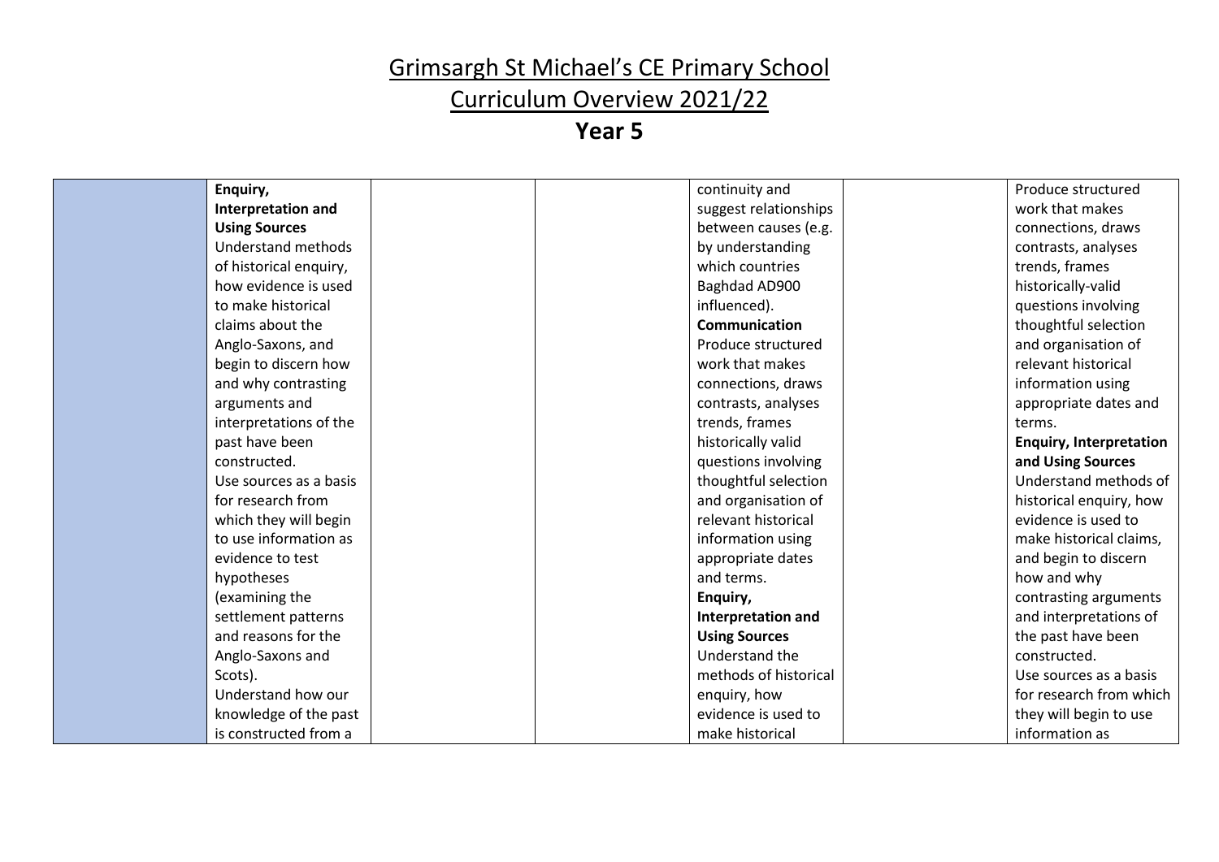# Grimsargh St Michael's CE Primary School

# Curriculum Overview 2021/22

## Year 5

| | | | | | | |
|---|---|---|---|---|---|---|
| | **Enquiry, Interpretation and Using Sources** Understand methods of historical enquiry, how evidence is used to make historical claims about the Anglo-Saxons, and begin to discern how and why contrasting arguments and interpretations of the past have been constructed. Use sources as a basis for research from which they will begin to use information as evidence to test hypotheses (examining the settlement patterns and reasons for the Anglo-Saxons and Scots). Understand how our knowledge of the past is constructed from a | | | continuity and suggest relationships between causes (e.g. by understanding which countries Baghdad AD900 influenced). **Communication** Produce structured work that makes connections, draws contrasts, analyses trends, frames historically valid questions involving thoughtful selection and organisation of relevant historical information using appropriate dates and terms. **Enquiry, Interpretation and Using Sources** Understand the methods of historical enquiry, how evidence is used to make historical | | Produce structured work that makes connections, draws contrasts, analyses trends, frames historically-valid questions involving thoughtful selection and organisation of relevant historical information using appropriate dates and terms. **Enquiry, Interpretation and Using Sources** Understand methods of historical enquiry, how evidence is used to make historical claims, and begin to discern how and why contrasting arguments and interpretations of the past have been constructed. Use sources as a basis for research from which they will begin to use information as |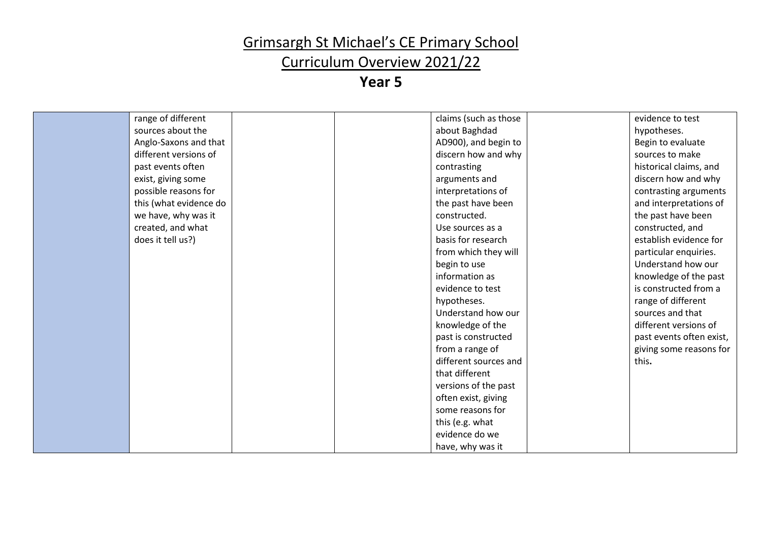# Grimsargh St Michael's CE Primary School

# Curriculum Overview 2021/22

## Year 5

| | | | | | | |
|---|---|---|---|---|---|---|
| | range of different sources about the Anglo-Saxons and that different versions of past events often exist, giving some possible reasons for this (what evidence do we have, why was it created, and what does it tell us?) | | | claims (such as those about Baghdad AD900), and begin to discern how and why contrasting arguments and interpretations of the past have been constructed. Use sources as a basis for research from which they will begin to use information as evidence to test hypotheses. Understand how our knowledge of the past is constructed from a range of different sources and that different versions of the past often exist, giving some reasons for this (e.g. what evidence do we have, why was it | | evidence to test hypotheses. Begin to evaluate sources to make historical claims, and discern how and why contrasting arguments and interpretations of the past have been constructed, and establish evidence for particular enquiries. Understand how our knowledge of the past is constructed from a range of different sources and that different versions of past events often exist, giving some reasons for this. |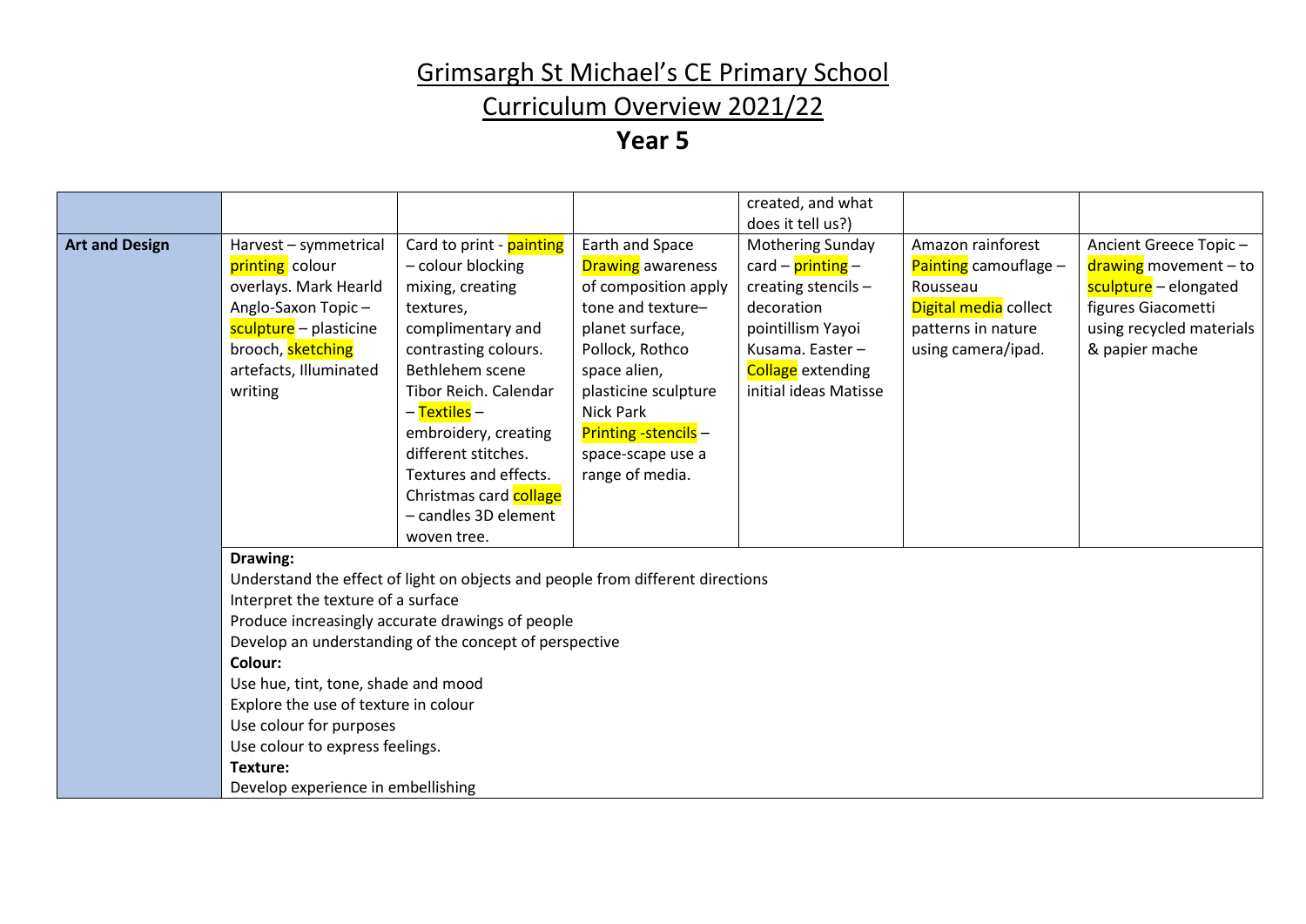# Grimsargh St Michael's CE Primary School

# Curriculum Overview 2021/22

## Year 5

| | | | | | | |
|---|---|---|---|---|---|---|
| | | | | created, and what does it tell us?) | | |
| **Art and Design** | Harvest – symmetrical printing colour overlays. Mark Hearld Anglo-Saxon Topic – sculpture – plasticine brooch, sketching artefacts, Illuminated writing | Card to print - painting – colour blocking mixing, creating textures, complimentary and contrasting colours. Bethlehem scene Tibor Reich. Calendar – Textiles – embroidery, creating different stitches. Textures and effects. Christmas card collage – candles 3D element woven tree. | Earth and Space Drawing awareness of composition apply tone and texture– planet surface, Pollock, Rothco space alien, plasticine sculpture Nick Park Printing -stencils – space-scape use a range of media. | Mothering Sunday card – printing – creating stencils – decoration pointillism Yayoi Kusama. Easter – Collage extending initial ideas Matisse | Amazon rainforest Painting camouflage – Rousseau Digital media collect patterns in nature using camera/ipad. | Ancient Greece Topic – drawing movement – to sculpture – elongated figures Giacometti using recycled materials & papier mache |
| | **Drawing:**<br>Understand the effect of light on objects and people from different directions<br>Interpret the texture of a surface<br>Produce increasingly accurate drawings of people<br>Develop an understanding of the concept of perspective<br>**Colour:**<br>Use hue, tint, tone, shade and mood<br>Explore the use of texture in colour<br>Use colour for purposes<br>Use colour to express feelings.<br>**Texture:**<br>Develop experience in embellishing | | | | | |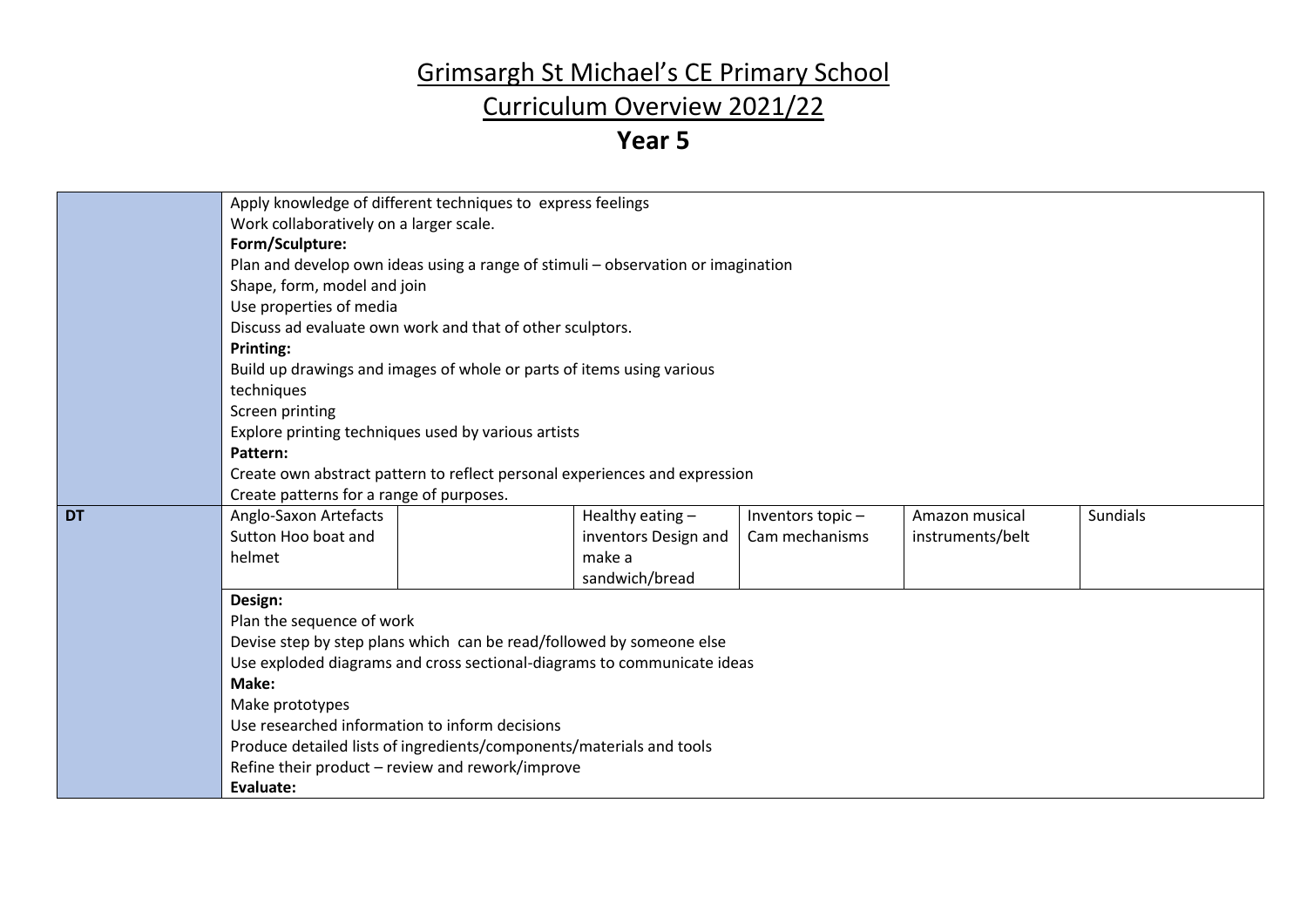# Grimsargh St Michael's CE Primary School

## Curriculum Overview 2021/22

## Year 5

| | | | | | | |
|---|---|---|---|---|---|---|
| | Apply knowledge of different techniques to express feelings<br>Work collaboratively on a larger scale.<br>**Form/Sculpture:**<br>Plan and develop own ideas using a range of stimuli – observation or imagination<br>Shape, form, model and join<br>Use properties of media<br>Discuss ad evaluate own work and that of other sculptors.<br>**Printing:**<br>Build up drawings and images of whole or parts of items using various techniques<br>Screen printing<br>Explore printing techniques used by various artists<br>**Pattern:**<br>Create own abstract pattern to reflect personal experiences and expression<br>Create patterns for a range of purposes. | | | | | |
| **DT** | Anglo-Saxon Artefacts Sutton Hoo boat and helmet | | Healthy eating – inventors Design and make a sandwich/bread | Inventors topic – Cam mechanisms | Amazon musical instruments/belt | Sundials |
| | **Design:**<br>Plan the sequence of work<br>Devise step by step plans which can be read/followed by someone else<br>Use exploded diagrams and cross sectional-diagrams to communicate ideas<br>**Make:**<br>Make prototypes<br>Use researched information to inform decisions<br>Produce detailed lists of ingredients/components/materials and tools<br>Refine their product – review and rework/improve<br>**Evaluate:** | | | | | |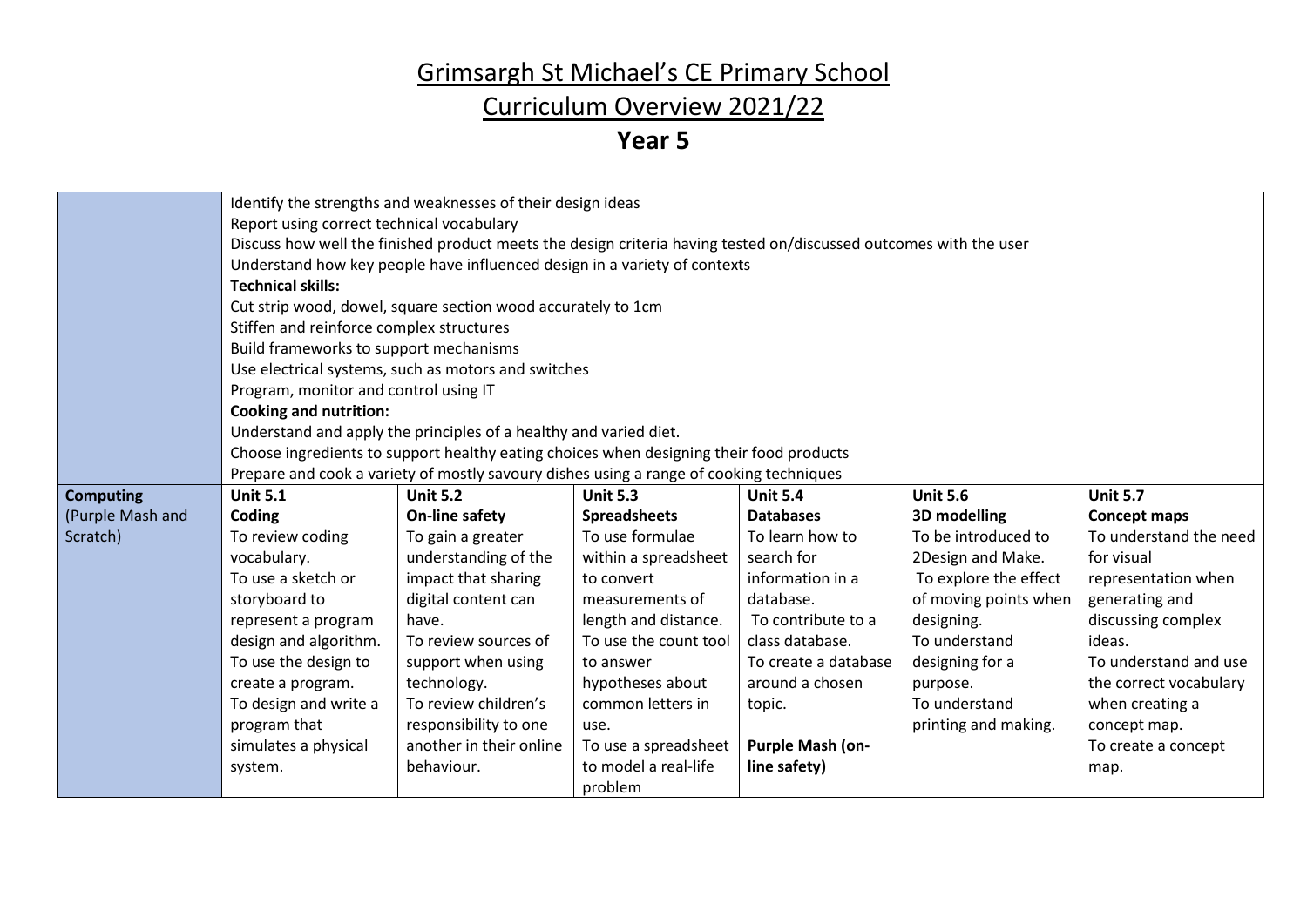# Grimsargh St Michael's CE Primary School

## Curriculum Overview 2021/22

### Year 5

| | | | | | | |
|---|---|---|---|---|---|---|
| | Identify the strengths and weaknesses of their design ideas<br>Report using correct technical vocabulary<br>Discuss how well the finished product meets the design criteria having tested on/discussed outcomes with the user<br>Understand how key people have influenced design in a variety of contexts<br>**Technical skills:**<br>Cut strip wood, dowel, square section wood accurately to 1cm<br>Stiffen and reinforce complex structures<br>Build frameworks to support mechanisms<br>Use electrical systems, such as motors and switches<br>Program, monitor and control using IT<br>**Cooking and nutrition:**<br>Understand and apply the principles of a healthy and varied diet.<br>Choose ingredients to support healthy eating choices when designing their food products<br>Prepare and cook a variety of mostly savoury dishes using a range of cooking techniques | | | | | |
| **Computing** (Purple Mash and Scratch) | **Unit 5.1**<br>**Coding**<br>To review coding vocabulary.<br>To use a sketch or storyboard to represent a program design and algorithm.<br>To use the design to create a program.<br>To design and write a program that simulates a physical system. | **Unit 5.2**<br>**On-line safety**<br>To gain a greater understanding of the impact that sharing digital content can have.<br>To review sources of support when using technology.<br>To review children's responsibility to one another in their online behaviour. | **Unit 5.3**<br>**Spreadsheets**<br>To use formulae within a spreadsheet to convert measurements of length and distance.<br>To use the count tool to answer hypotheses about common letters in use.<br>To use a spreadsheet to model a real-life problem | **Unit 5.4**<br>**Databases**<br>To learn how to search for information in a database.<br>To contribute to a class database.<br>To create a database around a chosen topic.<br><br>**Purple Mash (on-line safety)** | **Unit 5.6**<br>**3D modelling**<br>To be introduced to 2Design and Make.<br>To explore the effect of moving points when designing.<br>To understand designing for a purpose.<br>To understand printing and making. | **Unit 5.7**<br>**Concept maps**<br>To understand the need for visual representation when generating and discussing complex ideas.<br>To understand and use the correct vocabulary when creating a concept map.<br>To create a concept map. |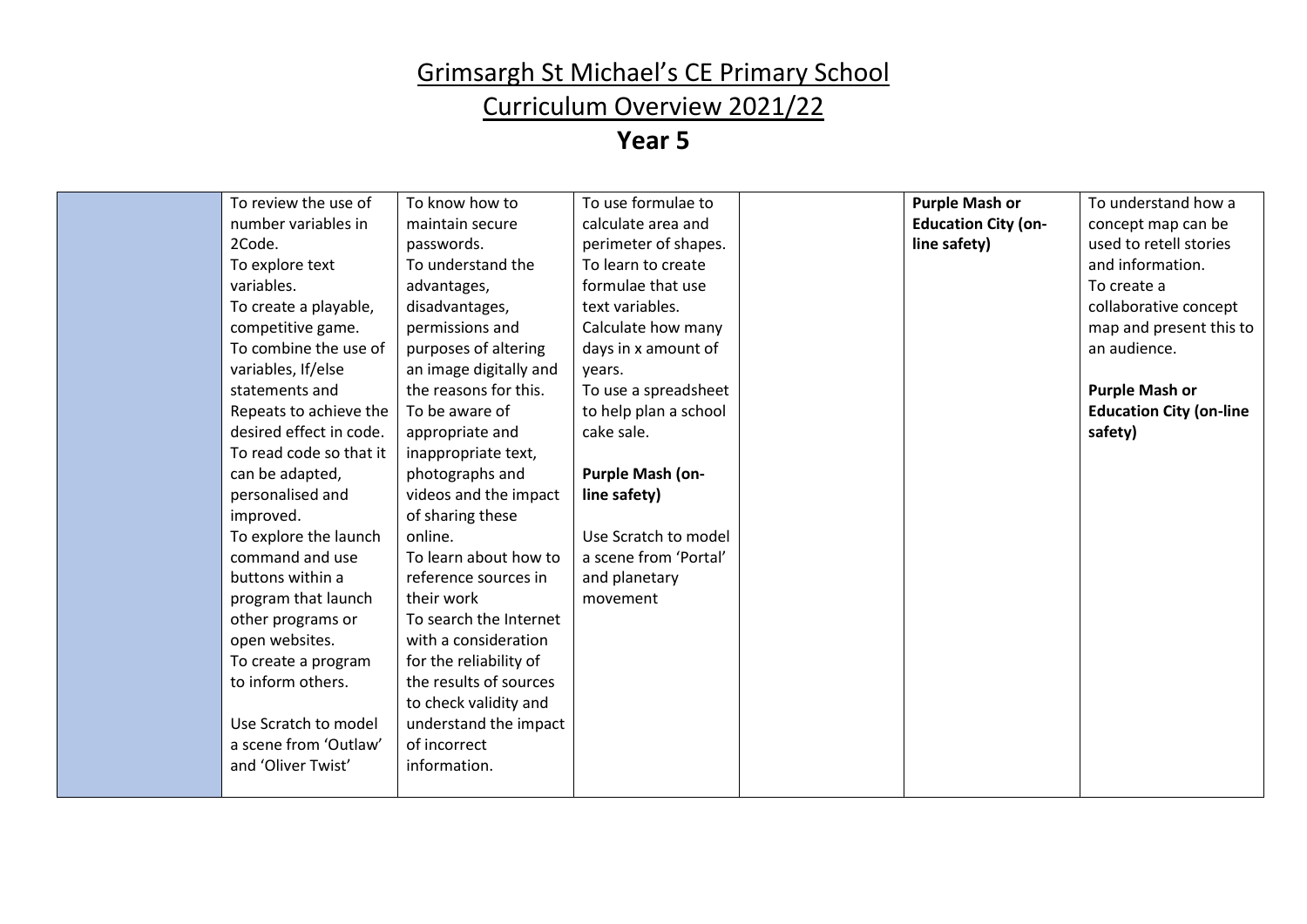# Grimsargh St Michael's CE Primary School

## Curriculum Overview 2021/22

## Year 5

| | | | | | | |
|---|---|---|---|---|---|---|
| | To review the use of number variables in 2Code.<br>To explore text variables.<br>To create a playable, competitive game.<br>To combine the use of variables, If/else statements and Repeats to achieve the desired effect in code.<br>To read code so that it can be adapted, personalised and improved.<br>To explore the launch command and use buttons within a program that launch other programs or open websites.<br>To create a program to inform others.<br><br>Use Scratch to model a scene from 'Outlaw' and 'Oliver Twist' | To know how to maintain secure passwords.<br>To understand the advantages, disadvantages, permissions and purposes of altering an image digitally and the reasons for this.<br>To be aware of appropriate and inappropriate text, photographs and videos and the impact of sharing these online.<br>To learn about how to reference sources in their work<br>To search the Internet with a consideration for the reliability of the results of sources to check validity and understand the impact of incorrect information. | To use formulae to calculate area and perimeter of shapes.<br>To learn to create formulae that use text variables.<br>Calculate how many days in x amount of years.<br>To use a spreadsheet to help plan a school cake sale.<br><br>**Purple Mash (on-line safety)**<br><br>Use Scratch to model a scene from 'Portal' and planetary movement | | **Purple Mash or Education City (on-line safety)** | To understand how a concept map can be used to retell stories and information.<br>To create a collaborative concept map and present this to an audience.<br><br>**Purple Mash or Education City (on-line safety)** |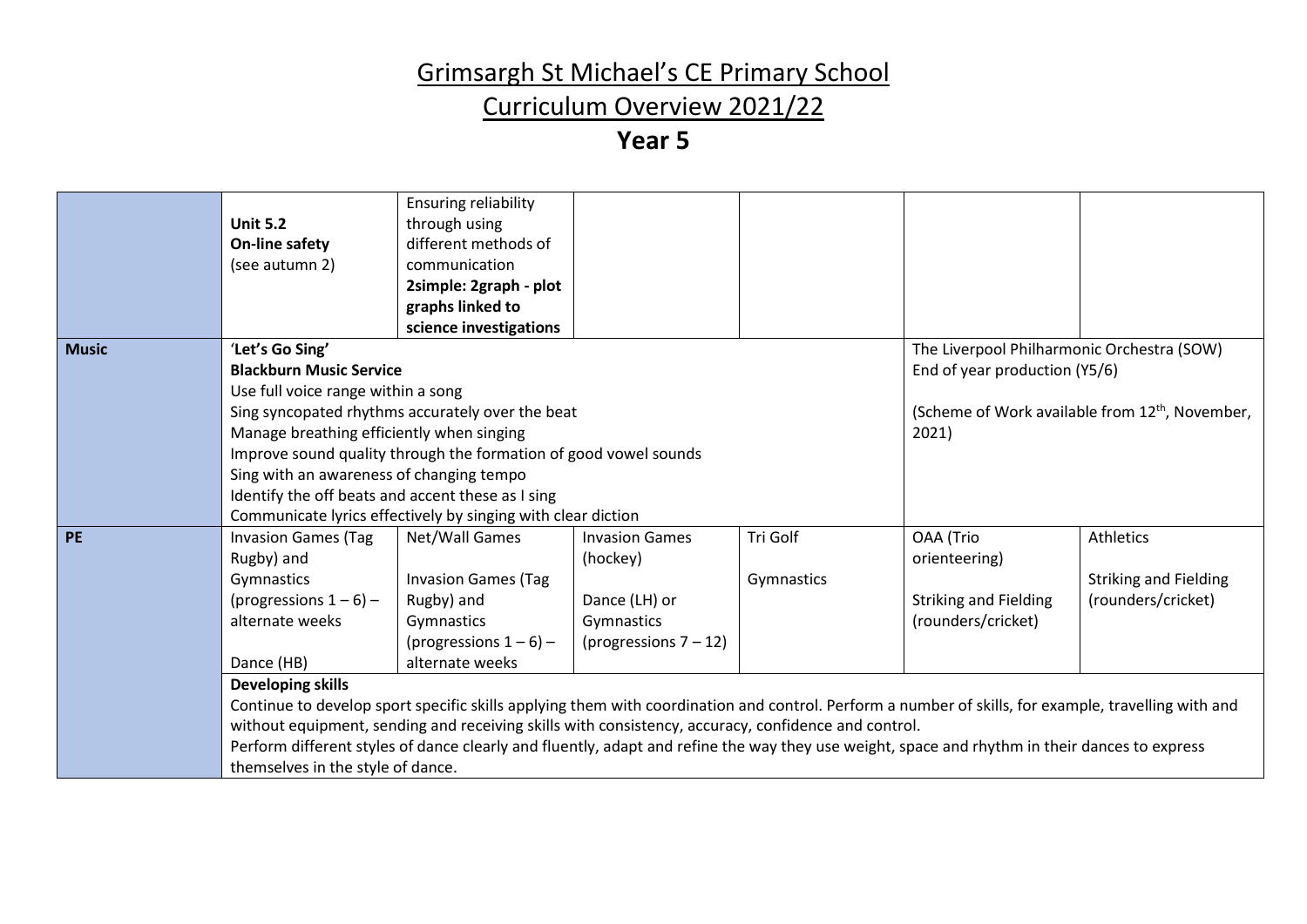# Grimsargh St Michael's CE Primary School

# Curriculum Overview 2021/22

## Year 5

| | | | | | | |
|---|---|---|---|---|---|---|
| | **Unit 5.2** **On-line safety** (see autumn 2) | Ensuring reliability through using different methods of communication **2simple: 2graph - plot graphs linked to science investigations** | | | | |
| **Music** | 'Let's Go Sing' **Blackburn Music Service** Use full voice range within a song Sing syncopated rhythms accurately over the beat Manage breathing efficiently when singing Improve sound quality through the formation of good vowel sounds Sing with an awareness of changing tempo Identify the off beats and accent these as I sing Communicate lyrics effectively by singing with clear diction | | | | The Liverpool Philharmonic Orchestra (SOW) End of year production (Y5/6) (Scheme of Work available from 12th, November, 2021) | |
| **PE** | Invasion Games (Tag Rugby) and Gymnastics (progressions 1 – 6) – alternate weeks Dance (HB) | Net/Wall Games Invasion Games (Tag Rugby) and Gymnastics (progressions 1 – 6) – alternate weeks | Invasion Games (hockey) Dance (LH) or Gymnastics (progressions 7 – 12) | Tri Golf Gymnastics | OAA (Trio orienteering) Striking and Fielding (rounders/cricket) | Athletics Striking and Fielding (rounders/cricket) |
| | **Developing skills** Continue to develop sport specific skills applying them with coordination and control. Perform a number of skills, for example, travelling with and without equipment, sending and receiving skills with consistency, accuracy, confidence and control. Perform different styles of dance clearly and fluently, adapt and refine the way they use weight, space and rhythm in their dances to express themselves in the style of dance. | | | | | |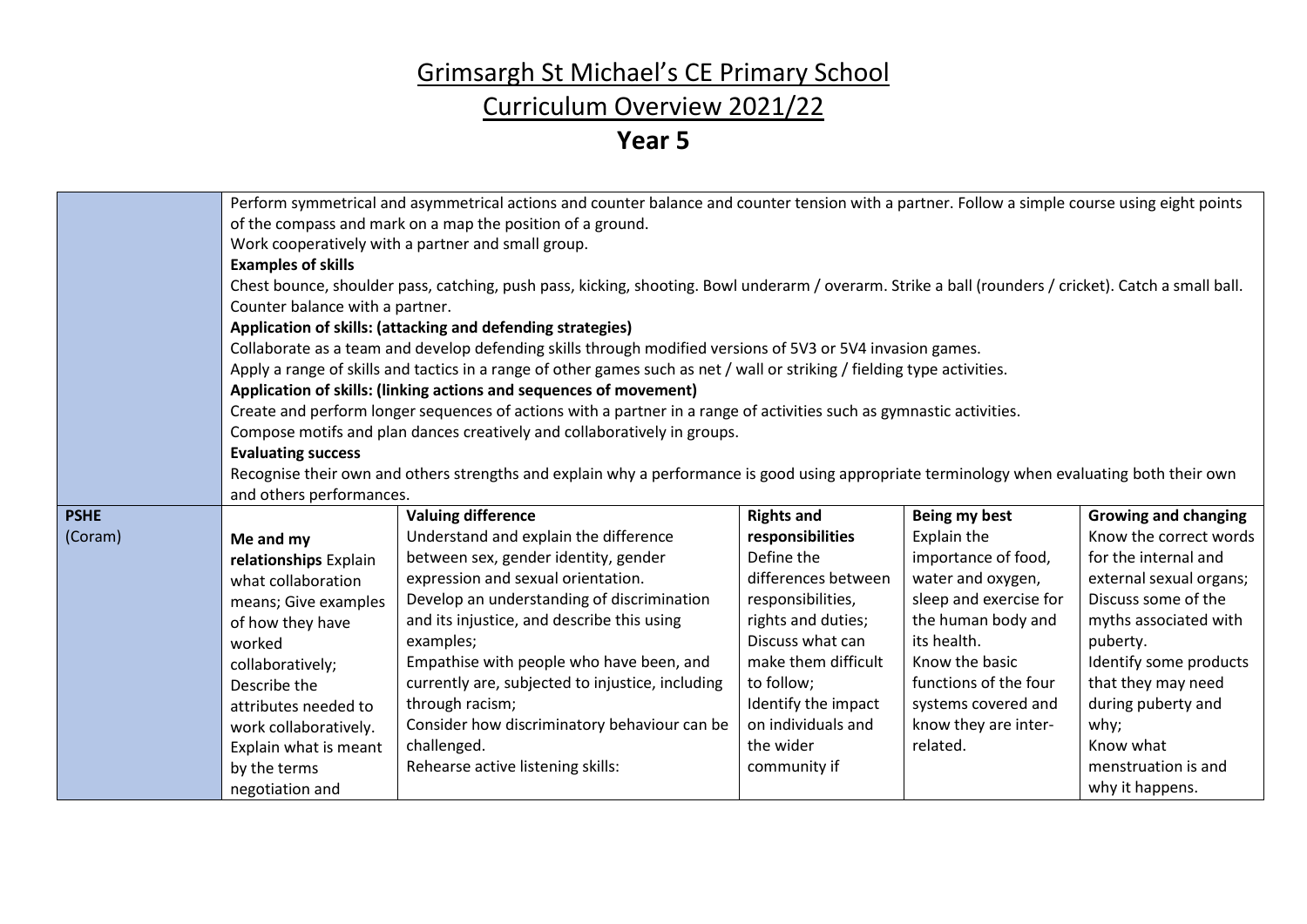# Grimsargh St Michael's CE Primary School

## Curriculum Overview 2021/22

## Year 5

| | | | | | |
|---|---|---|---|---|---|
| | Perform symmetrical and asymmetrical actions and counter balance and counter tension with a partner. Follow a simple course using eight points of the compass and mark on a map the position of a ground.<br>Work cooperatively with a partner and small group.<br>**Examples of skills**<br>Chest bounce, shoulder pass, catching, push pass, kicking, shooting. Bowl underarm / overarm. Strike a ball (rounders / cricket). Catch a small ball. Counter balance with a partner.<br>**Application of skills: (attacking and defending strategies)**<br>Collaborate as a team and develop defending skills through modified versions of 5V3 or 5V4 invasion games.<br>Apply a range of skills and tactics in a range of other games such as net / wall or striking / fielding type activities.<br>**Application of skills: (linking actions and sequences of movement)**<br>Create and perform longer sequences of actions with a partner in a range of activities such as gymnastic activities.<br>Compose motifs and plan dances creatively and collaboratively in groups.<br>**Evaluating success**<br>Recognise their own and others strengths and explain why a performance is good using appropriate terminology when evaluating both their own and others performances. | | | | |
| **PSHE** (Coram) | **Me and my relationships** Explain what collaboration means; Give examples of how they have worked collaboratively; Describe the attributes needed to work collaboratively. Explain what is meant by the terms negotiation and | **Valuing difference**<br>Understand and explain the difference between sex, gender identity, gender expression and sexual orientation.<br>Develop an understanding of discrimination and its injustice, and describe this using examples;<br>Empathise with people who have been, and currently are, subjected to injustice, including through racism;<br>Consider how discriminatory behaviour can be challenged.<br>Rehearse active listening skills: | **Rights and responsibilities**<br>Define the differences between responsibilities, rights and duties;<br>Discuss what can make them difficult to follow;<br>Identify the impact on individuals and the wider community if | **Being my best**<br>Explain the importance of food, water and oxygen, sleep and exercise for the human body and its health.<br>Know the basic functions of the four systems covered and know they are inter-related. | **Growing and changing**<br>Know the correct words for the internal and external sexual organs;<br>Discuss some of the myths associated with puberty.<br>Identify some products that they may need during puberty and why;<br>Know what menstruation is and why it happens. |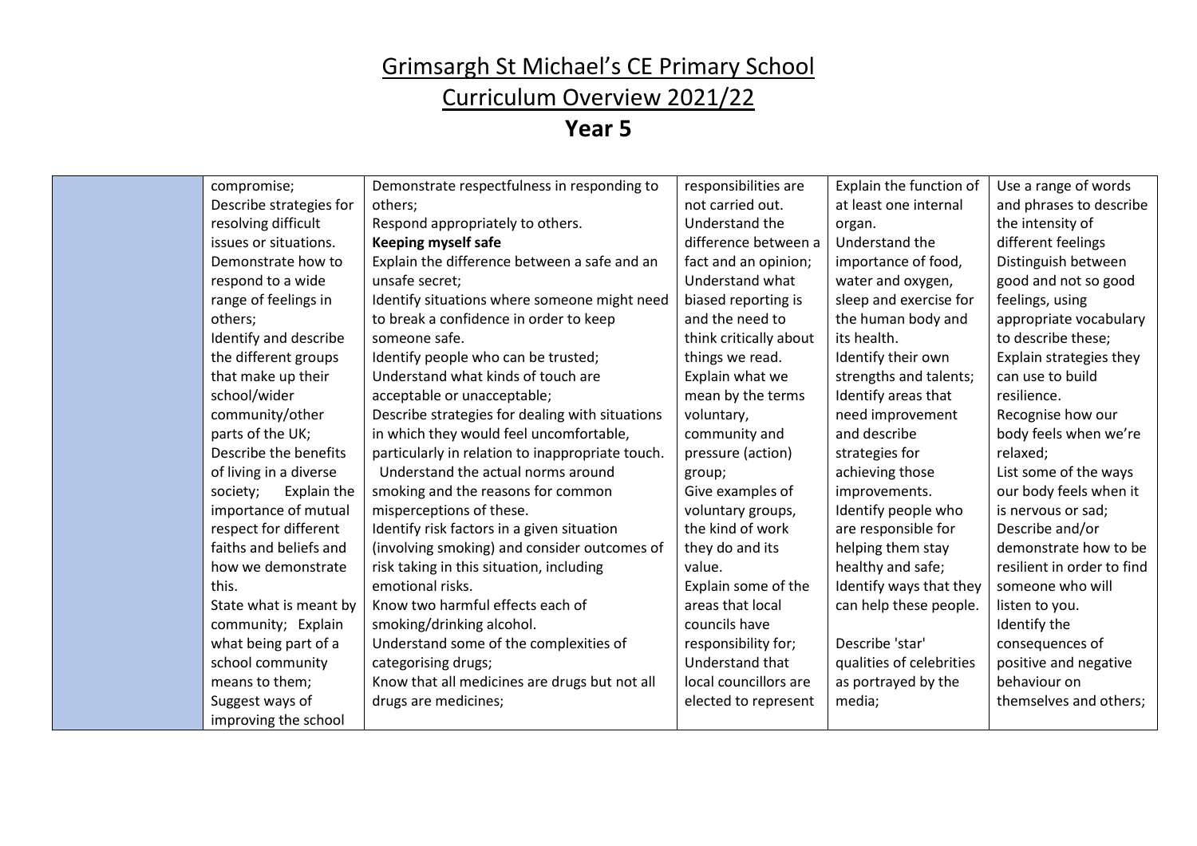# Grimsargh St Michael's CE Primary School

# Curriculum Overview 2021/22

## Year 5

| | | | | | |
|---|---|---|---|---|---|
| | compromise; Describe strategies for resolving difficult issues or situations. Demonstrate how to respond to a wide range of feelings in others; Identify and describe the different groups that make up their school/wider community/other parts of the UK; Describe the benefits of living in a diverse society; Explain the importance of mutual respect for different faiths and beliefs and how we demonstrate this. State what is meant by community; Explain what being part of a school community means to them; Suggest ways of improving the school | Demonstrate respectfulness in responding to others; Respond appropriately to others. **Keeping myself safe** Explain the difference between a safe and an unsafe secret; Identify situations where someone might need to break a confidence in order to keep someone safe. Identify people who can be trusted; Understand what kinds of touch are acceptable or unacceptable; Describe strategies for dealing with situations in which they would feel uncomfortable, particularly in relation to inappropriate touch. Understand the actual norms around smoking and the reasons for common misperceptions of these. Identify risk factors in a given situation (involving smoking) and consider outcomes of risk taking in this situation, including emotional risks. Know two harmful effects each of smoking/drinking alcohol. Understand some of the complexities of categorising drugs; Know that all medicines are drugs but not all drugs are medicines; | responsibilities are not carried out. Understand the difference between a fact and an opinion; Understand what biased reporting is and the need to think critically about things we read. Explain what we mean by the terms voluntary, community and pressure (action) group; Give examples of voluntary groups, the kind of work they do and its value. Explain some of the areas that local councils have responsibility for; Understand that local councillors are elected to represent | Explain the function of at least one internal organ. Understand the importance of food, water and oxygen, sleep and exercise for the human body and its health. Identify their own strengths and talents; Identify areas that need improvement and describe strategies for achieving those improvements. Identify people who are responsible for helping them stay healthy and safe; Identify ways that they can help these people. Describe 'star' qualities of celebrities as portrayed by the media; | Use a range of words and phrases to describe the intensity of different feelings Distinguish between good and not so good feelings, using appropriate vocabulary to describe these; Explain strategies they can use to build resilience. Recognise how our body feels when we're relaxed; List some of the ways our body feels when it is nervous or sad; Describe and/or demonstrate how to be resilient in order to find someone who will listen to you. Identify the consequences of positive and negative behaviour on themselves and others; |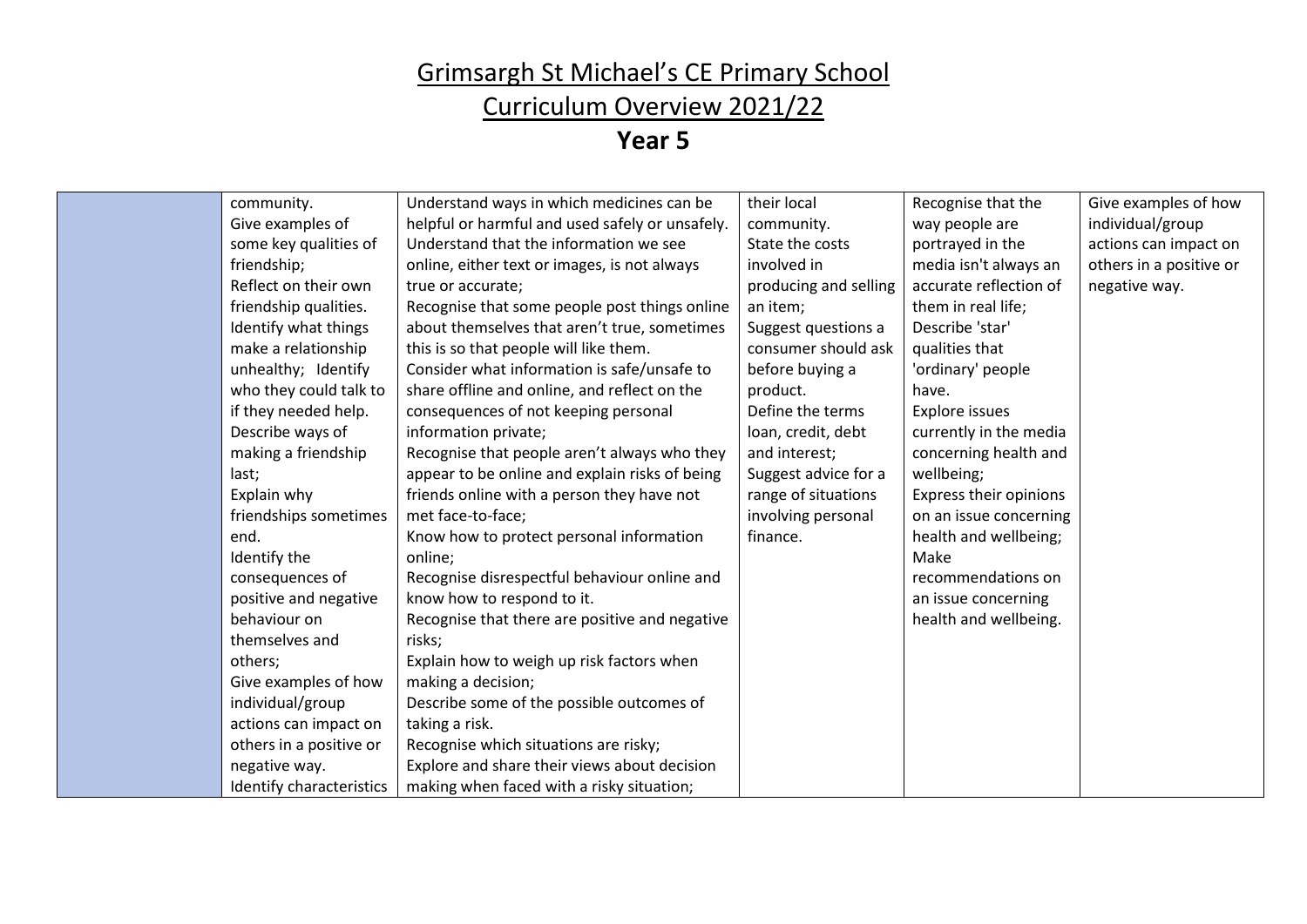# Grimsargh St Michael's CE Primary School

## Curriculum Overview 2021/22

## Year 5

| | | | | | |
|---|---|---|---|---|---|
| | community.<br>Give examples of some key qualities of friendship;<br>Reflect on their own friendship qualities.<br>Identify what things make a relationship unhealthy; Identify who they could talk to if they needed help.<br>Describe ways of making a friendship last;<br>Explain why friendships sometimes end.<br>Identify the consequences of positive and negative behaviour on themselves and others;<br>Give examples of how individual/group actions can impact on others in a positive or negative way.<br>Identify characteristics | Understand ways in which medicines can be helpful or harmful and used safely or unsafely.<br>Understand that the information we see online, either text or images, is not always true or accurate;<br>Recognise that some people post things online about themselves that aren't true, sometimes this is so that people will like them.<br>Consider what information is safe/unsafe to share offline and online, and reflect on the consequences of not keeping personal information private;<br>Recognise that people aren't always who they appear to be online and explain risks of being friends online with a person they have not met face-to-face;<br>Know how to protect personal information online;<br>Recognise disrespectful behaviour online and know how to respond to it.<br>Recognise that there are positive and negative risks;<br>Explain how to weigh up risk factors when making a decision;<br>Describe some of the possible outcomes of taking a risk.<br>Recognise which situations are risky;<br>Explore and share their views about decision making when faced with a risky situation; | their local community.<br>State the costs involved in producing and selling an item;<br>Suggest questions a consumer should ask before buying a product.<br>Define the terms loan, credit, debt and interest;<br>Suggest advice for a range of situations involving personal finance. | Recognise that the way people are portrayed in the media isn't always an accurate reflection of them in real life;<br>Describe 'star' qualities that 'ordinary' people have.<br>Explore issues currently in the media concerning health and wellbeing;<br>Express their opinions on an issue concerning health and wellbeing;<br>Make recommendations on an issue concerning health and wellbeing. | Give examples of how individual/group actions can impact on others in a positive or negative way. |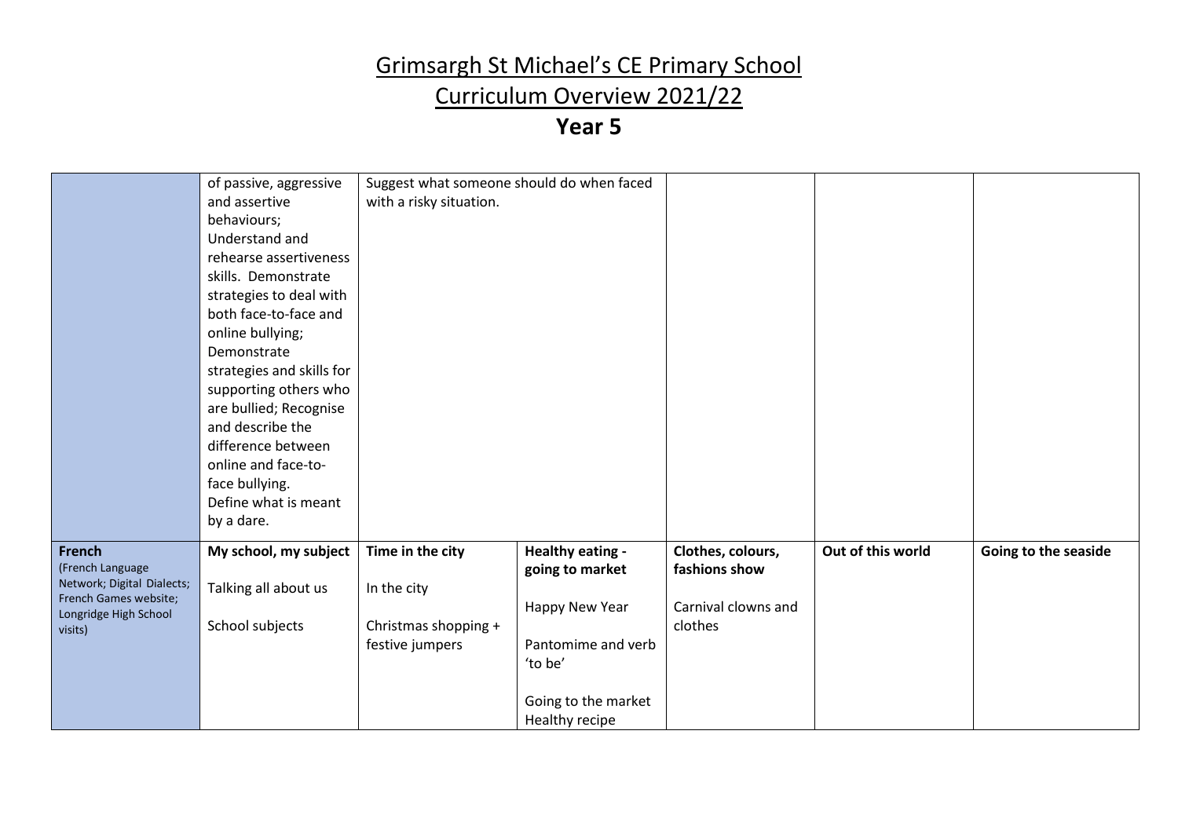# Grimsargh St Michael's CE Primary School

## Curriculum Overview 2021/22

## Year 5

| | | | | | | |
|---|---|---|---|---|---|---|
| | of passive, aggressive and assertive behaviours; Understand and rehearse assertiveness skills. Demonstrate strategies to deal with both face-to-face and online bullying; Demonstrate strategies and skills for supporting others who are bullied; Recognise and describe the difference between online and face-to-face bullying. Define what is meant by a dare. | Suggest what someone should do when faced with a risky situation. | | | | |
| **French** (French Language Network; Digital Dialects; French Games website; Longridge High School visits) | **My school, my subject**<br><br>Talking all about us<br><br>School subjects | **Time in the city**<br><br>In the city<br><br>Christmas shopping + festive jumpers | **Healthy eating - going to market**<br><br>Happy New Year<br><br>Pantomime and verb 'to be'<br><br>Going to the market Healthy recipe | **Clothes, colours, fashions show**<br><br>Carnival clowns and clothes | **Out of this world** | **Going to the seaside** |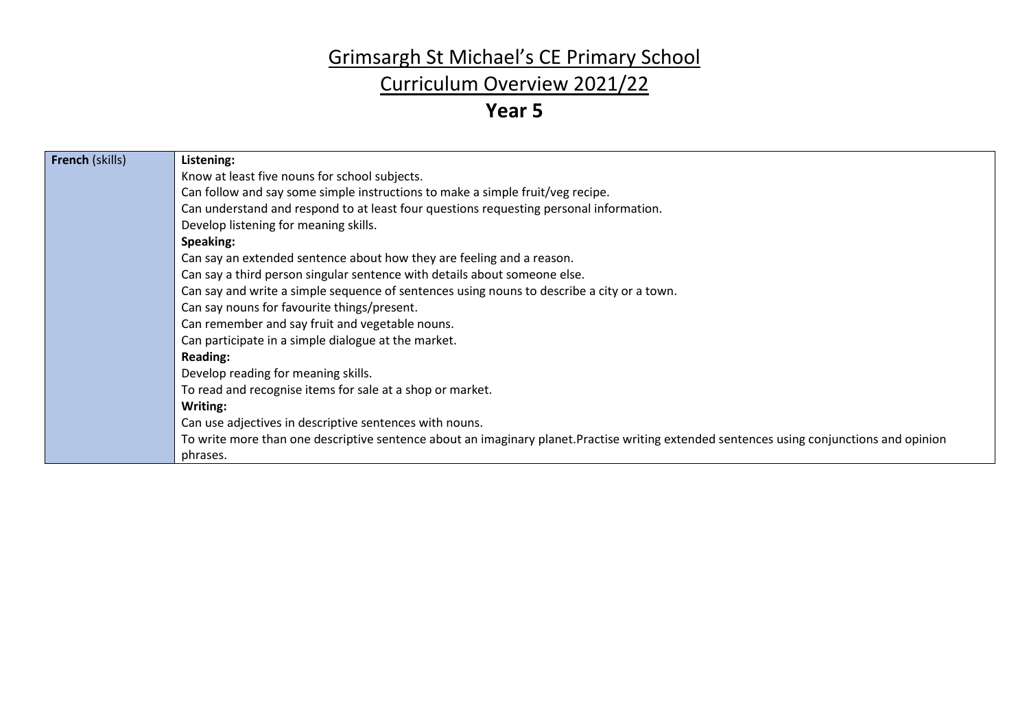# Grimsargh St Michael's CE Primary School
## Curriculum Overview 2021/22
## Year 5

| | |
|---|---|
| **French** (skills) | **Listening:**<br>Know at least five nouns for school subjects.<br>Can follow and say some simple instructions to make a simple fruit/veg recipe.<br>Can understand and respond to at least four questions requesting personal information.<br>Develop listening for meaning skills.<br>**Speaking:**<br>Can say an extended sentence about how they are feeling and a reason.<br>Can say a third person singular sentence with details about someone else.<br>Can say and write a simple sequence of sentences using nouns to describe a city or a town.<br>Can say nouns for favourite things/present.<br>Can remember and say fruit and vegetable nouns.<br>Can participate in a simple dialogue at the market.<br>**Reading:**<br>Develop reading for meaning skills.<br>To read and recognise items for sale at a shop or market.<br>**Writing:**<br>Can use adjectives in descriptive sentences with nouns.<br>To write more than one descriptive sentence about an imaginary planet.Practise writing extended sentences using conjunctions and opinion phrases. |